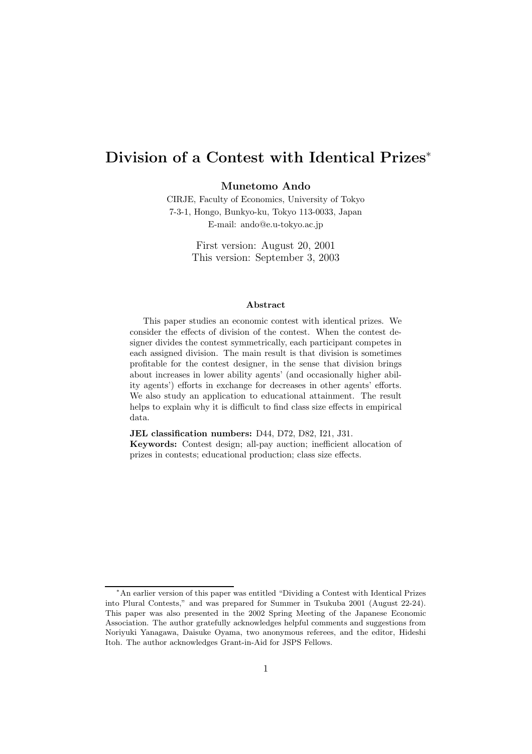# Division of a Contest with Identical Prizes*

**Munetomo Ando**

CIRJE, Faculty of Economics, University of Tokyo
7-3-1, Hongo, Bunkyo-ku, Tokyo 113-0033, Japan
E-mail: ando@e.u-tokyo.ac.jp

First version: August 20, 2001
This version: September 3, 2003

### Abstract

This paper studies an economic contest with identical prizes. We consider the effects of division of the contest. When the contest designer divides the contest symmetrically, each participant competes in each assigned division. The main result is that division is sometimes profitable for the contest designer, in the sense that division brings about increases in lower ability agents' (and occasionally higher ability agents') efforts in exchange for decreases in other agents' efforts. We also study an application to educational attainment. The result helps to explain why it is difficult to find class size effects in empirical data.

**JEL classification numbers:** D44, D72, D82, I21, J31.
**Keywords:** Contest design; all-pay auction; inefficient allocation of prizes in contests; educational production; class size effects.

---

*An earlier version of this paper was entitled "Dividing a Contest with Identical Prizes into Plural Contests," and was prepared for Summer in Tsukuba 2001 (August 22-24). This paper was also presented in the 2002 Spring Meeting of the Japanese Economic Association. The author gratefully acknowledges helpful comments and suggestions from Noriyuki Yanagawa, Daisuke Oyama, two anonymous referees, and the editor, Hideshi Itoh. The author acknowledges Grant-in-Aid for JSPS Fellows.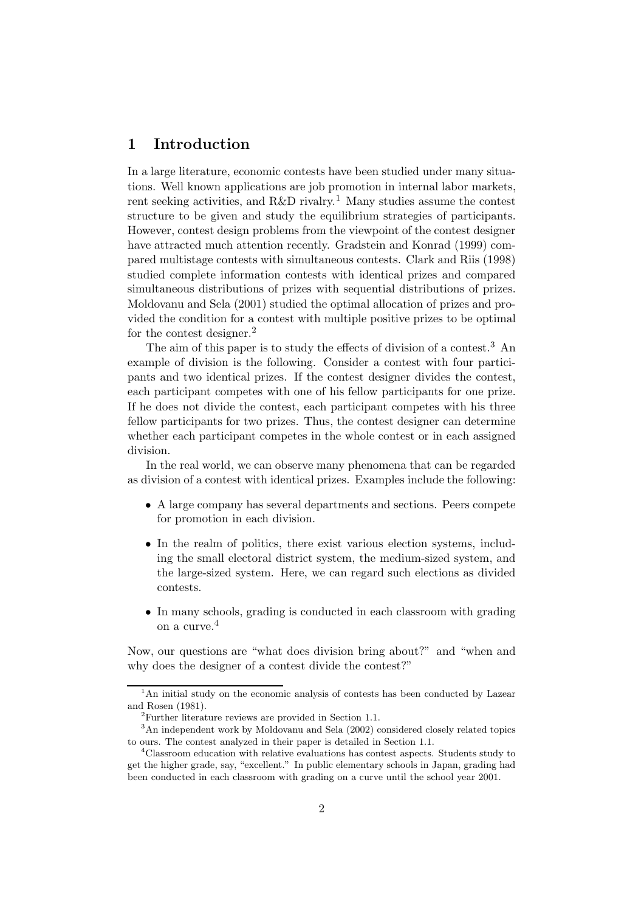# 1 Introduction

In a large literature, economic contests have been studied under many situations. Well known applications are job promotion in internal labor markets, rent seeking activities, and R&D rivalry.[1] Many studies assume the contest structure to be given and study the equilibrium strategies of participants. However, contest design problems from the viewpoint of the contest designer have attracted much attention recently. Gradstein and Konrad (1999) compared multistage contests with simultaneous contests. Clark and Riis (1998) studied complete information contests with identical prizes and compared simultaneous distributions of prizes with sequential distributions of prizes. Moldovanu and Sela (2001) studied the optimal allocation of prizes and provided the condition for a contest with multiple positive prizes to be optimal for the contest designer.[2]

The aim of this paper is to study the effects of division of a contest.[3] An example of division is the following. Consider a contest with four participants and two identical prizes. If the contest designer divides the contest, each participant competes with one of his fellow participants for one prize. If he does not divide the contest, each participant competes with his three fellow participants for two prizes. Thus, the contest designer can determine whether each participant competes in the whole contest or in each assigned division.

In the real world, we can observe many phenomena that can be regarded as division of a contest with identical prizes. Examples include the following:

- A large company has several departments and sections. Peers compete for promotion in each division.
- In the realm of politics, there exist various election systems, including the small electoral district system, the medium-sized system, and the large-sized system. Here, we can regard such elections as divided contests.
- In many schools, grading is conducted in each classroom with grading on a curve.[4]

Now, our questions are "what does division bring about?" and "when and why does the designer of a contest divide the contest?"

---

[1] An initial study on the economic analysis of contests has been conducted by Lazear and Rosen (1981).

[2] Further literature reviews are provided in Section 1.1.

[3] An independent work by Moldovanu and Sela (2002) considered closely related topics to ours. The contest analyzed in their paper is detailed in Section 1.1.

[4] Classroom education with relative evaluations has contest aspects. Students study to get the higher grade, say, "excellent." In public elementary schools in Japan, grading had been conducted in each classroom with grading on a curve until the school year 2001.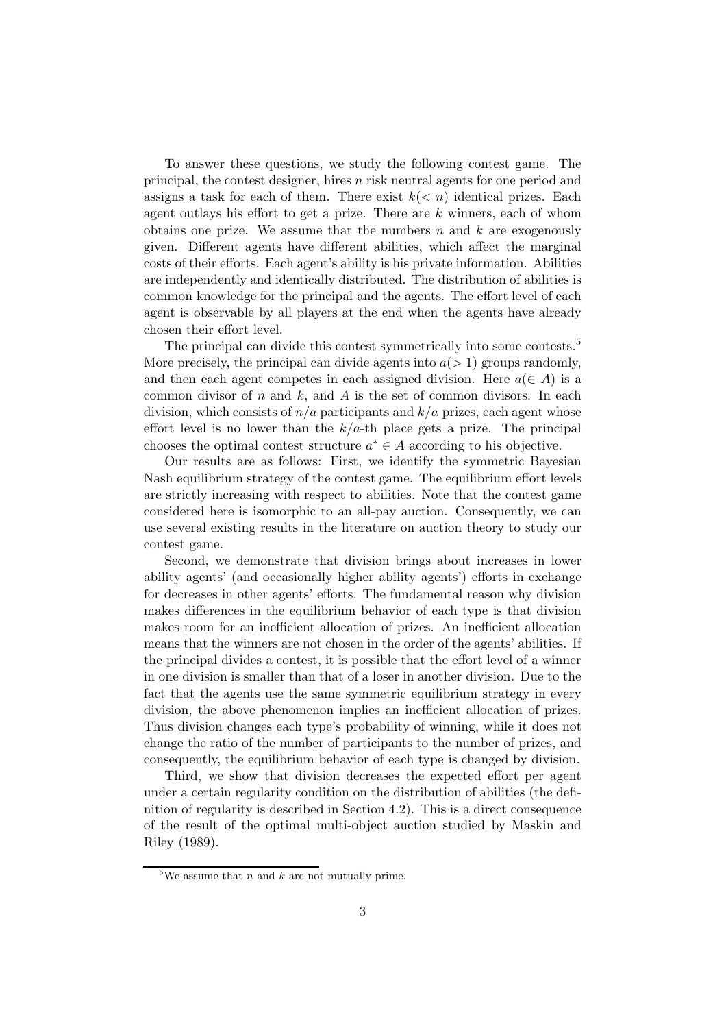To answer these questions, we study the following contest game. The principal, the contest designer, hires $n$ risk neutral agents for one period and assigns a task for each of them. There exist $k(< n)$ identical prizes. Each agent outlays his effort to get a prize. There are $k$ winners, each of whom obtains one prize. We assume that the numbers $n$ and $k$ are exogenously given. Different agents have different abilities, which affect the marginal costs of their efforts. Each agent's ability is his private information. Abilities are independently and identically distributed. The distribution of abilities is common knowledge for the principal and the agents. The effort level of each agent is observable by all players at the end when the agents have already chosen their effort level.

The principal can divide this contest symmetrically into some contests.[5] More precisely, the principal can divide agents into $a(> 1)$ groups randomly, and then each agent competes in each assigned division. Here $a(\in A)$ is a common divisor of $n$ and $k$, and $A$ is the set of common divisors. In each division, which consists of $n/a$ participants and $k/a$ prizes, each agent whose effort level is no lower than the $k/a$-th place gets a prize. The principal chooses the optimal contest structure $a^* \in A$ according to his objective.

Our results are as follows: First, we identify the symmetric Bayesian Nash equilibrium strategy of the contest game. The equilibrium effort levels are strictly increasing with respect to abilities. Note that the contest game considered here is isomorphic to an all-pay auction. Consequently, we can use several existing results in the literature on auction theory to study our contest game.

Second, we demonstrate that division brings about increases in lower ability agents' (and occasionally higher ability agents') efforts in exchange for decreases in other agents' efforts. The fundamental reason why division makes differences in the equilibrium behavior of each type is that division makes room for an inefficient allocation of prizes. An inefficient allocation means that the winners are not chosen in the order of the agents' abilities. If the principal divides a contest, it is possible that the effort level of a winner in one division is smaller than that of a loser in another division. Due to the fact that the agents use the same symmetric equilibrium strategy in every division, the above phenomenon implies an inefficient allocation of prizes. Thus division changes each type's probability of winning, while it does not change the ratio of the number of participants to the number of prizes, and consequently, the equilibrium behavior of each type is changed by division.

Third, we show that division decreases the expected effort per agent under a certain regularity condition on the distribution of abilities (the definition of regularity is described in Section 4.2). This is a direct consequence of the result of the optimal multi-object auction studied by Maskin and Riley (1989).

[5]We assume that $n$ and $k$ are not mutually prime.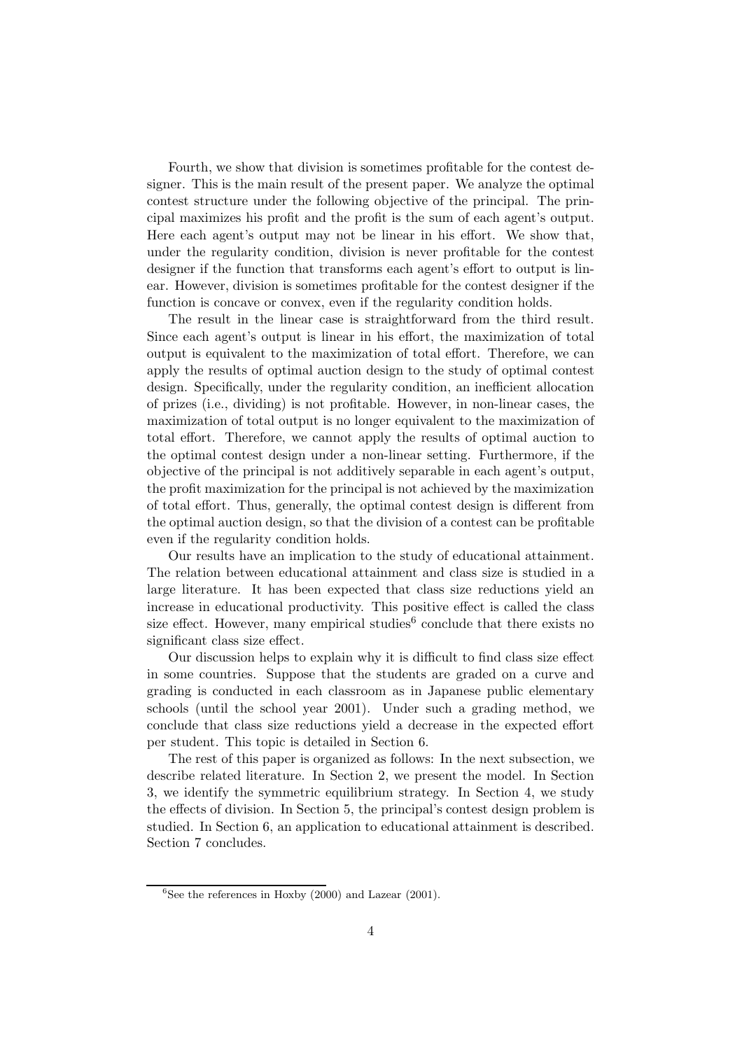Fourth, we show that division is sometimes profitable for the contest designer. This is the main result of the present paper. We analyze the optimal contest structure under the following objective of the principal. The principal maximizes his profit and the profit is the sum of each agent's output. Here each agent's output may not be linear in his effort. We show that, under the regularity condition, division is never profitable for the contest designer if the function that transforms each agent's effort to output is linear. However, division is sometimes profitable for the contest designer if the function is concave or convex, even if the regularity condition holds.

The result in the linear case is straightforward from the third result. Since each agent's output is linear in his effort, the maximization of total output is equivalent to the maximization of total effort. Therefore, we can apply the results of optimal auction design to the study of optimal contest design. Specifically, under the regularity condition, an inefficient allocation of prizes (i.e., dividing) is not profitable. However, in non-linear cases, the maximization of total output is no longer equivalent to the maximization of total effort. Therefore, we cannot apply the results of optimal auction to the optimal contest design under a non-linear setting. Furthermore, if the objective of the principal is not additively separable in each agent's output, the profit maximization for the principal is not achieved by the maximization of total effort. Thus, generally, the optimal contest design is different from the optimal auction design, so that the division of a contest can be profitable even if the regularity condition holds.

Our results have an implication to the study of educational attainment. The relation between educational attainment and class size is studied in a large literature. It has been expected that class size reductions yield an increase in educational productivity. This positive effect is called the class size effect. However, many empirical studies[6] conclude that there exists no significant class size effect.

Our discussion helps to explain why it is difficult to find class size effect in some countries. Suppose that the students are graded on a curve and grading is conducted in each classroom as in Japanese public elementary schools (until the school year 2001). Under such a grading method, we conclude that class size reductions yield a decrease in the expected effort per student. This topic is detailed in Section 6.

The rest of this paper is organized as follows: In the next subsection, we describe related literature. In Section 2, we present the model. In Section 3, we identify the symmetric equilibrium strategy. In Section 4, we study the effects of division. In Section 5, the principal's contest design problem is studied. In Section 6, an application to educational attainment is described. Section 7 concludes.

[6] See the references in Hoxby (2000) and Lazear (2001).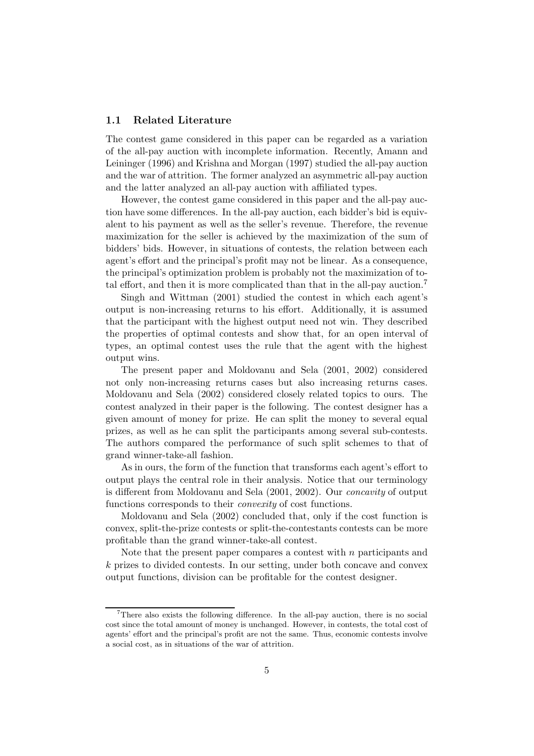### 1.1 Related Literature

The contest game considered in this paper can be regarded as a variation of the all-pay auction with incomplete information. Recently, Amann and Leininger (1996) and Krishna and Morgan (1997) studied the all-pay auction and the war of attrition. The former analyzed an asymmetric all-pay auction and the latter analyzed an all-pay auction with affiliated types.

However, the contest game considered in this paper and the all-pay auction have some differences. In the all-pay auction, each bidder's bid is equivalent to his payment as well as the seller's revenue. Therefore, the revenue maximization for the seller is achieved by the maximization of the sum of bidders' bids. However, in situations of contests, the relation between each agent's effort and the principal's profit may not be linear. As a consequence, the principal's optimization problem is probably not the maximization of total effort, and then it is more complicated than that in the all-pay auction.[7]

Singh and Wittman (2001) studied the contest in which each agent's output is non-increasing returns to his effort. Additionally, it is assumed that the participant with the highest output need not win. They described the properties of optimal contests and show that, for an open interval of types, an optimal contest uses the rule that the agent with the highest output wins.

The present paper and Moldovanu and Sela (2001, 2002) considered not only non-increasing returns cases but also increasing returns cases. Moldovanu and Sela (2002) considered closely related topics to ours. The contest analyzed in their paper is the following. The contest designer has a given amount of money for prize. He can split the money to several equal prizes, as well as he can split the participants among several sub-contests. The authors compared the performance of such split schemes to that of grand winner-take-all fashion.

As in ours, the form of the function that transforms each agent's effort to output plays the central role in their analysis. Notice that our terminology is different from Moldovanu and Sela (2001, 2002). Our *concavity* of output functions corresponds to their *convexity* of cost functions.

Moldovanu and Sela (2002) concluded that, only if the cost function is convex, split-the-prize contests or split-the-contestants contests can be more profitable than the grand winner-take-all contest.

Note that the present paper compares a contest with $n$ participants and $k$ prizes to divided contests. In our setting, under both concave and convex output functions, division can be profitable for the contest designer.

[7] There also exists the following difference. In the all-pay auction, there is no social cost since the total amount of money is unchanged. However, in contests, the total cost of agents' effort and the principal's profit are not the same. Thus, economic contests involve a social cost, as in situations of the war of attrition.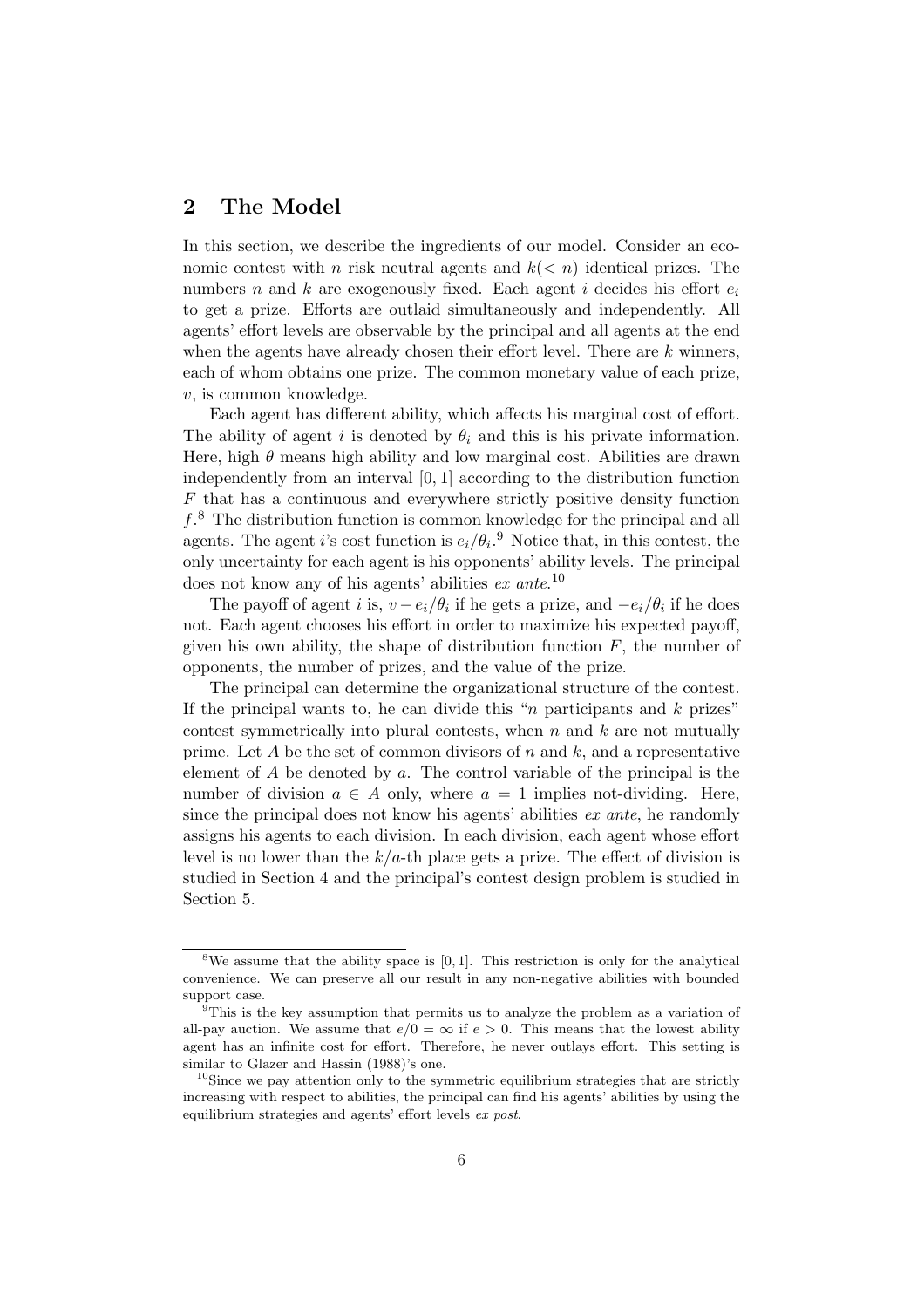## 2 The Model

In this section, we describe the ingredients of our model. Consider an economic contest with $n$ risk neutral agents and $k(< n)$ identical prizes. The numbers $n$ and $k$ are exogenously fixed. Each agent $i$ decides his effort $e_i$ to get a prize. Efforts are outlaid simultaneously and independently. All agents' effort levels are observable by the principal and all agents at the end when the agents have already chosen their effort level. There are $k$ winners, each of whom obtains one prize. The common monetary value of each prize, $v$, is common knowledge.

Each agent has different ability, which affects his marginal cost of effort. The ability of agent $i$ is denoted by $\theta_i$ and this is his private information. Here, high $\theta$ means high ability and low marginal cost. Abilities are drawn independently from an interval $[0, 1]$ according to the distribution function $F$ that has a continuous and everywhere strictly positive density function $f$.[8] The distribution function is common knowledge for the principal and all agents. The agent $i$'s cost function is $e_i/\theta_i$.[9] Notice that, in this contest, the only uncertainty for each agent is his opponents' ability levels. The principal does not know any of his agents' abilities *ex ante*.[10]

The payoff of agent $i$ is, $v - e_i/\theta_i$ if he gets a prize, and $-e_i/\theta_i$ if he does not. Each agent chooses his effort in order to maximize his expected payoff, given his own ability, the shape of distribution function $F$, the number of opponents, the number of prizes, and the value of the prize.

The principal can determine the organizational structure of the contest. If the principal wants to, he can divide this "$n$ participants and $k$ prizes" contest symmetrically into plural contests, when $n$ and $k$ are not mutually prime. Let $A$ be the set of common divisors of $n$ and $k$, and a representative element of $A$ be denoted by $a$. The control variable of the principal is the number of division $a \in A$ only, where $a = 1$ implies not-dividing. Here, since the principal does not know his agents' abilities *ex ante*, he randomly assigns his agents to each division. In each division, each agent whose effort level is no lower than the $k/a$-th place gets a prize. The effect of division is studied in Section 4 and the principal's contest design problem is studied in Section 5.

---

[8] We assume that the ability space is $[0, 1]$. This restriction is only for the analytical convenience. We can preserve all our result in any non-negative abilities with bounded support case.

[9] This is the key assumption that permits us to analyze the problem as a variation of all-pay auction. We assume that $e/0 = \infty$ if $e > 0$. This means that the lowest ability agent has an infinite cost for effort. Therefore, he never outlays effort. This setting is similar to Glazer and Hassin (1988)'s one.

[10] Since we pay attention only to the symmetric equilibrium strategies that are strictly increasing with respect to abilities, the principal can find his agents' abilities by using the equilibrium strategies and agents' effort levels *ex post*.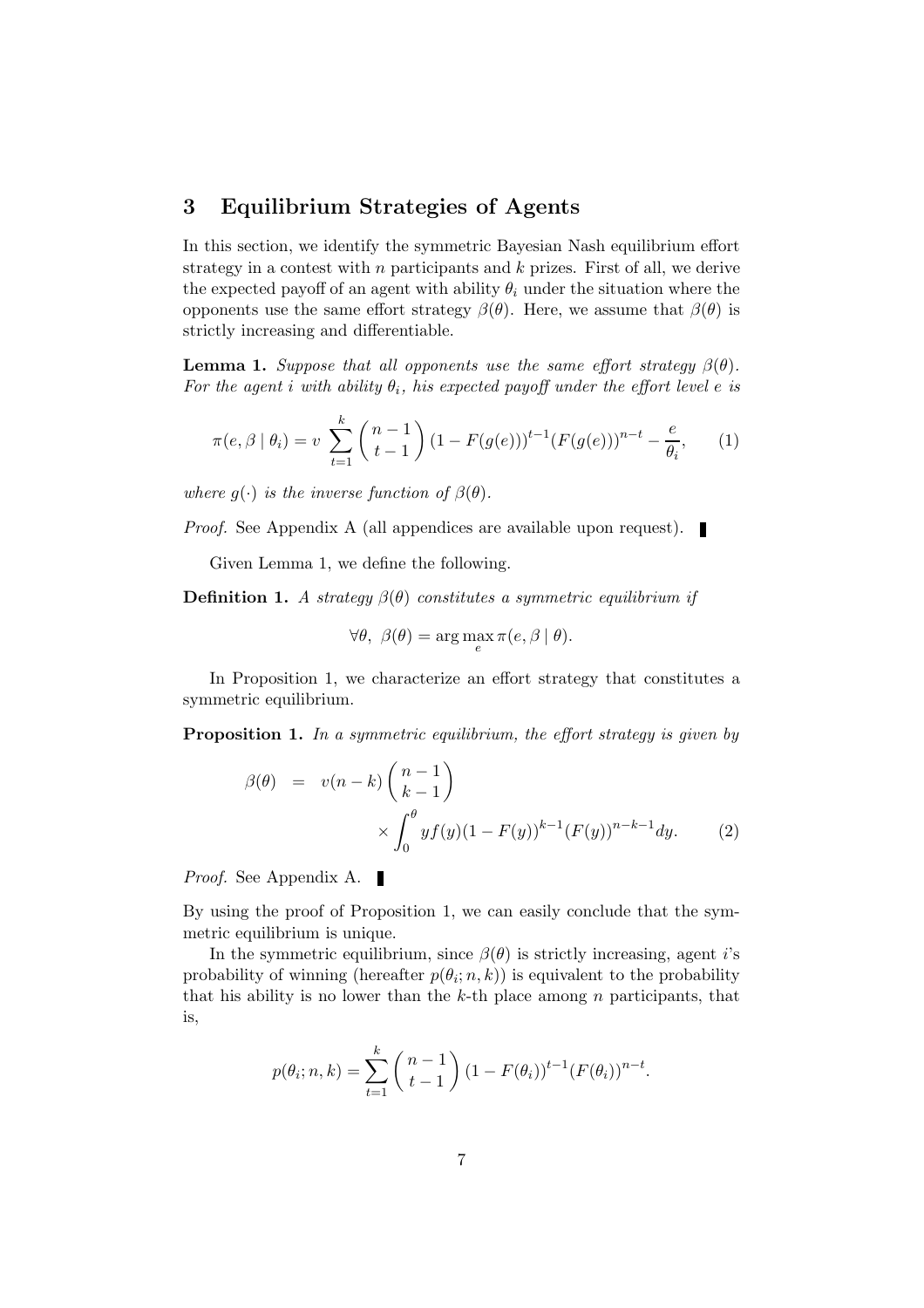## 3 Equilibrium Strategies of Agents

In this section, we identify the symmetric Bayesian Nash equilibrium effort strategy in a contest with $n$ participants and $k$ prizes. First of all, we derive the expected payoff of an agent with ability $\theta_i$ under the situation where the opponents use the same effort strategy $\beta(\theta)$. Here, we assume that $\beta(\theta)$ is strictly increasing and differentiable.

**Lemma 1.** *Suppose that all opponents use the same effort strategy $\beta(\theta)$. For the agent $i$ with ability $\theta_i$, his expected payoff under the effort level $e$ is*

$$\pi(e, \beta \mid \theta_i) = v \sum_{t=1}^{k} \binom{n-1}{t-1} (1 - F(g(e)))^{t-1} (F(g(e)))^{n-t} - \frac{e}{\theta_i}, \tag{1}$$

*where $g(\cdot)$ is the inverse function of $\beta(\theta)$.*

*Proof.* See Appendix A (all appendices are available upon request). ∎

Given Lemma 1, we define the following.

**Definition 1.** *A strategy $\beta(\theta)$ constitutes a symmetric equilibrium if*

$$\forall \theta, \ \beta(\theta) = \arg\max_{e} \pi(e, \beta \mid \theta).$$

In Proposition 1, we characterize an effort strategy that constitutes a symmetric equilibrium.

**Proposition 1.** *In a symmetric equilibrium, the effort strategy is given by*

$$\beta(\theta) = v(n-k) \binom{n-1}{k-1} \times \int_0^{\theta} y f(y) (1 - F(y))^{k-1} (F(y))^{n-k-1} dy. \tag{2}$$

*Proof.* See Appendix A. ∎

By using the proof of Proposition 1, we can easily conclude that the symmetric equilibrium is unique.

In the symmetric equilibrium, since $\beta(\theta)$ is strictly increasing, agent $i$'s probability of winning (hereafter $p(\theta_i; n, k)$) is equivalent to the probability that his ability is no lower than the $k$-th place among $n$ participants, that is,

$$p(\theta_i; n, k) = \sum_{t=1}^{k} \binom{n-1}{t-1} (1 - F(\theta_i))^{t-1} (F(\theta_i))^{n-t}.$$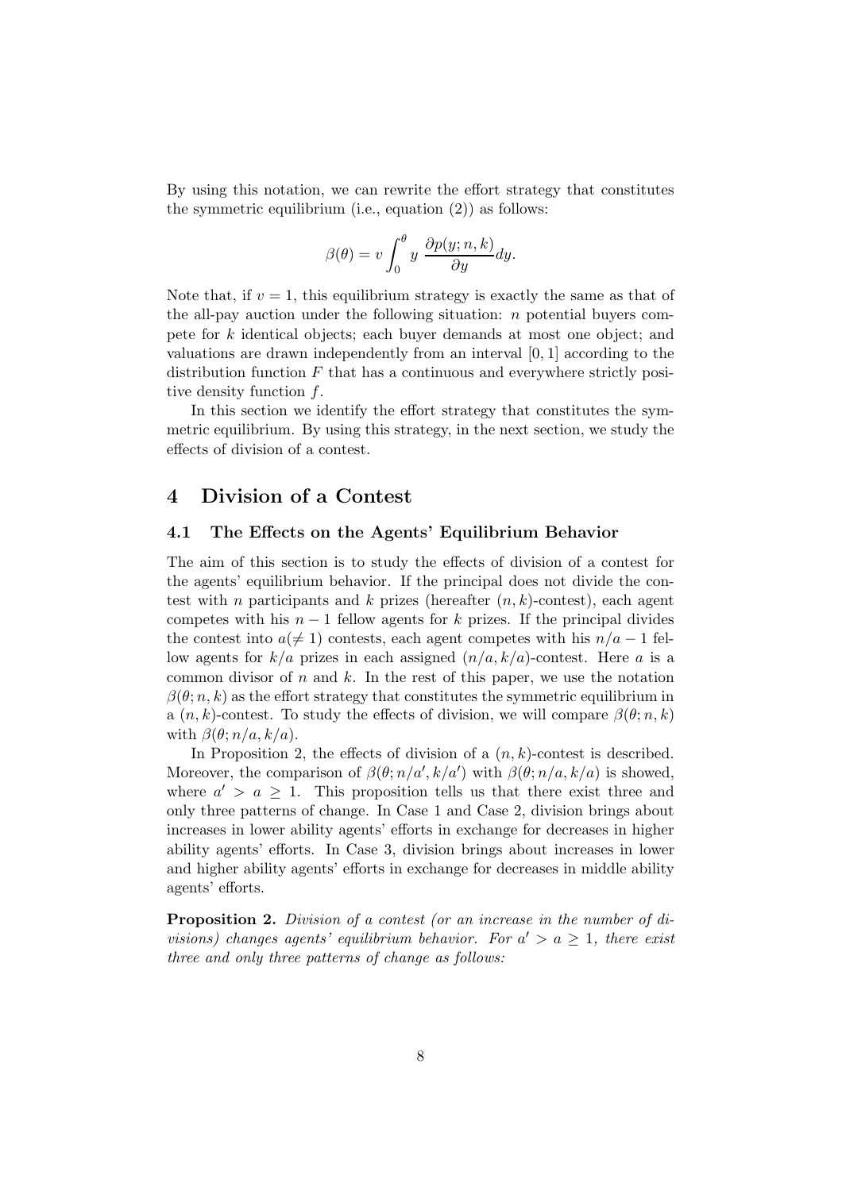By using this notation, we can rewrite the effort strategy that constitutes the symmetric equilibrium (i.e., equation (2)) as follows:

$$\beta(\theta) = v \int_0^{\theta} y \; \frac{\partial p(y; n, k)}{\partial y} dy.$$

Note that, if $v = 1$, this equilibrium strategy is exactly the same as that of the all-pay auction under the following situation: $n$ potential buyers compete for $k$ identical objects; each buyer demands at most one object; and valuations are drawn independently from an interval $[0, 1]$ according to the distribution function $F$ that has a continuous and everywhere strictly positive density function $f$.

In this section we identify the effort strategy that constitutes the symmetric equilibrium. By using this strategy, in the next section, we study the effects of division of a contest.

# 4 Division of a Contest

## 4.1 The Effects on the Agents' Equilibrium Behavior

The aim of this section is to study the effects of division of a contest for the agents' equilibrium behavior. If the principal does not divide the contest with $n$ participants and $k$ prizes (hereafter $(n, k)$-contest), each agent competes with his $n - 1$ fellow agents for $k$ prizes. If the principal divides the contest into $a(\neq 1)$ contests, each agent competes with his $n/a - 1$ fellow agents for $k/a$ prizes in each assigned $(n/a, k/a)$-contest. Here $a$ is a common divisor of $n$ and $k$. In the rest of this paper, we use the notation $\beta(\theta; n, k)$ as the effort strategy that constitutes the symmetric equilibrium in a $(n, k)$-contest. To study the effects of division, we will compare $\beta(\theta; n, k)$ with $\beta(\theta; n/a, k/a)$.

In Proposition 2, the effects of division of a $(n, k)$-contest is described. Moreover, the comparison of $\beta(\theta; n/a', k/a')$ with $\beta(\theta; n/a, k/a)$ is showed, where $a' > a \geq 1$. This proposition tells us that there exist three and only three patterns of change. In Case 1 and Case 2, division brings about increases in lower ability agents' efforts in exchange for decreases in higher ability agents' efforts. In Case 3, division brings about increases in lower and higher ability agents' efforts in exchange for decreases in middle ability agents' efforts.

**Proposition 2.** *Division of a contest (or an increase in the number of divisions) changes agents' equilibrium behavior. For $a' > a \geq 1$, there exist three and only three patterns of change as follows:*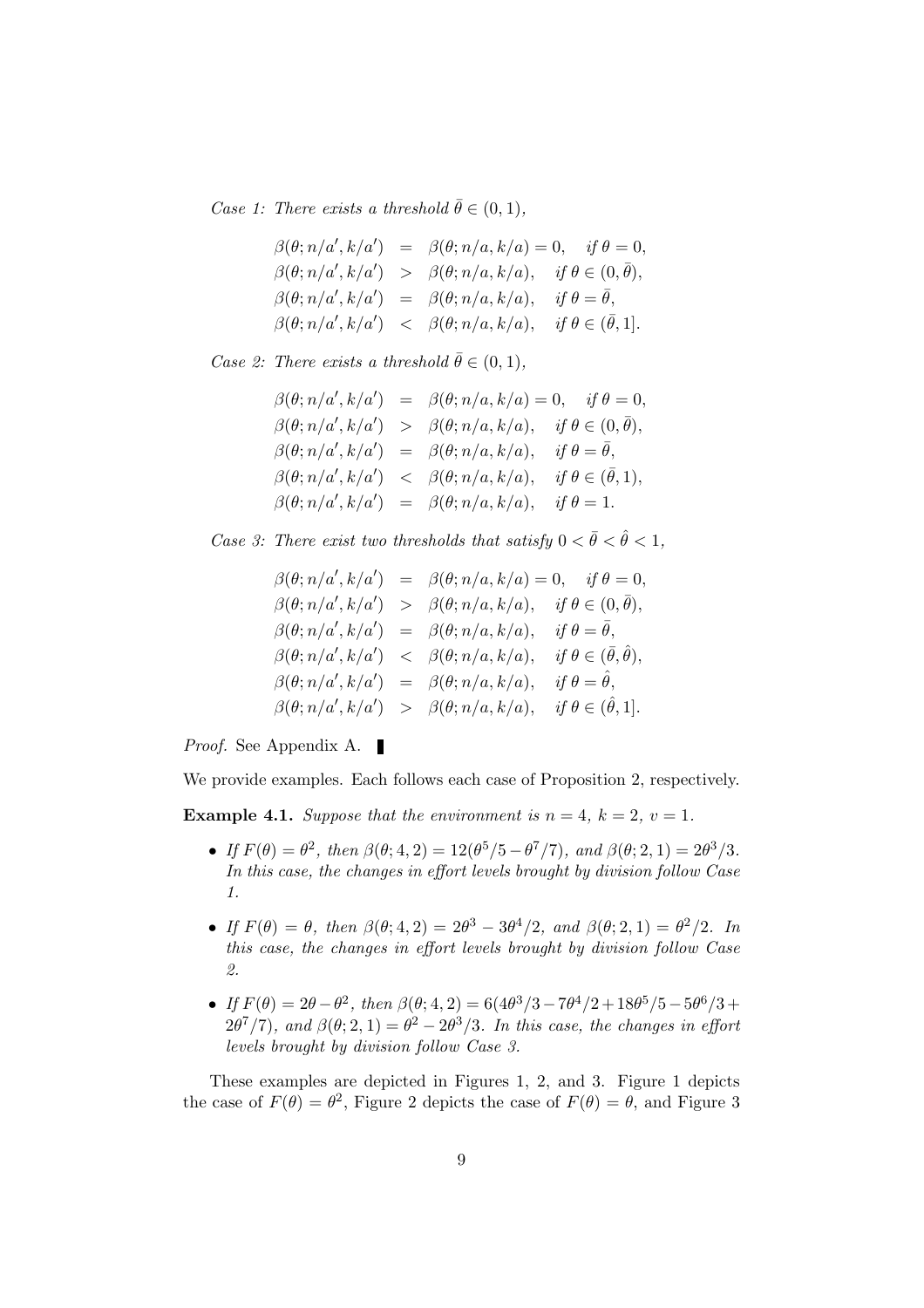*Case 1: There exists a threshold $\bar{\theta} \in (0,1)$,*

$$
\begin{aligned}
\beta(\theta; n/a', k/a') &= \beta(\theta; n/a, k/a) = 0, \quad \text{if } \theta = 0, \\
\beta(\theta; n/a', k/a') &> \beta(\theta; n/a, k/a), \quad \text{if } \theta \in (0, \bar{\theta}), \\
\beta(\theta; n/a', k/a') &= \beta(\theta; n/a, k/a), \quad \text{if } \theta = \bar{\theta}, \\
\beta(\theta; n/a', k/a') &< \beta(\theta; n/a, k/a), \quad \text{if } \theta \in (\bar{\theta}, 1].
\end{aligned}
$$

*Case 2: There exists a threshold $\bar{\theta} \in (0,1)$,*

$$
\begin{aligned}
\beta(\theta; n/a', k/a') &= \beta(\theta; n/a, k/a) = 0, \quad \text{if } \theta = 0, \\
\beta(\theta; n/a', k/a') &> \beta(\theta; n/a, k/a), \quad \text{if } \theta \in (0, \bar{\theta}), \\
\beta(\theta; n/a', k/a') &= \beta(\theta; n/a, k/a), \quad \text{if } \theta = \bar{\theta}, \\
\beta(\theta; n/a', k/a') &< \beta(\theta; n/a, k/a), \quad \text{if } \theta \in (\bar{\theta}, 1), \\
\beta(\theta; n/a', k/a') &= \beta(\theta; n/a, k/a), \quad \text{if } \theta = 1.
\end{aligned}
$$

*Case 3: There exist two thresholds that satisfy $0 < \bar{\theta} < \hat{\theta} < 1$,*

$$
\begin{aligned}
\beta(\theta; n/a', k/a') &= \beta(\theta; n/a, k/a) = 0, \quad \text{if } \theta = 0, \\
\beta(\theta; n/a', k/a') &> \beta(\theta; n/a, k/a), \quad \text{if } \theta \in (0, \bar{\theta}), \\
\beta(\theta; n/a', k/a') &= \beta(\theta; n/a, k/a), \quad \text{if } \theta = \bar{\theta}, \\
\beta(\theta; n/a', k/a') &< \beta(\theta; n/a, k/a), \quad \text{if } \theta \in (\bar{\theta}, \hat{\theta}), \\
\beta(\theta; n/a', k/a') &= \beta(\theta; n/a, k/a), \quad \text{if } \theta = \hat{\theta}, \\
\beta(\theta; n/a', k/a') &> \beta(\theta; n/a, k/a), \quad \text{if } \theta \in (\hat{\theta}, 1].
\end{aligned}
$$

*Proof.* See Appendix A. ∎

We provide examples. Each follows each case of Proposition 2, respectively.

**Example 4.1.** *Suppose that the environment is $n = 4$, $k = 2$, $v = 1$.*

- *If $F(\theta) = \theta^2$, then $\beta(\theta; 4, 2) = 12(\theta^5/5 - \theta^7/7)$, and $\beta(\theta; 2, 1) = 2\theta^3/3$. In this case, the changes in effort levels brought by division follow Case 1.*
- *If $F(\theta) = \theta$, then $\beta(\theta; 4, 2) = 2\theta^3 - 3\theta^4/2$, and $\beta(\theta; 2, 1) = \theta^2/2$. In this case, the changes in effort levels brought by division follow Case 2.*
- *If $F(\theta) = 2\theta - \theta^2$, then $\beta(\theta; 4, 2) = 6(4\theta^3/3 - 7\theta^4/2 + 18\theta^5/5 - 5\theta^6/3 + 2\theta^7/7)$, and $\beta(\theta; 2, 1) = \theta^2 - 2\theta^3/3$. In this case, the changes in effort levels brought by division follow Case 3.*

These examples are depicted in Figures 1, 2, and 3. Figure 1 depicts the case of $F(\theta) = \theta^2$, Figure 2 depicts the case of $F(\theta) = \theta$, and Figure 3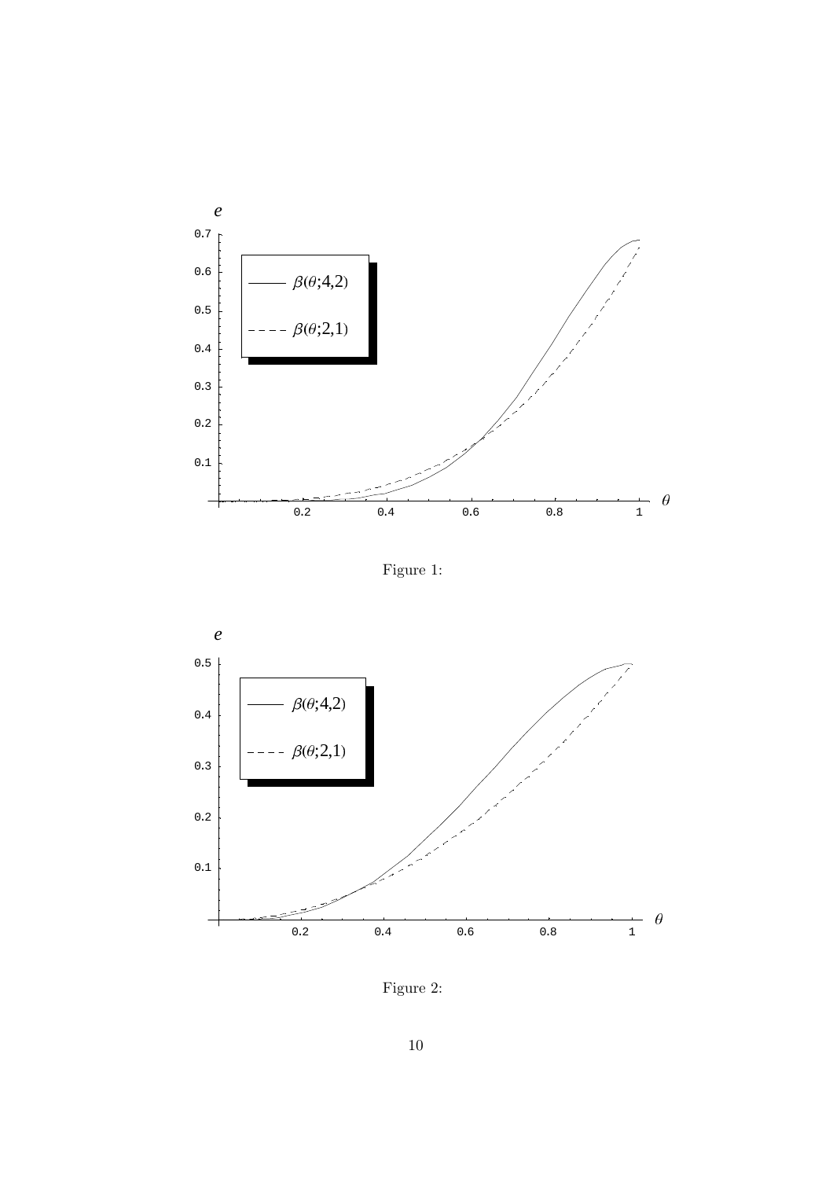Figure 1:

Figure 2: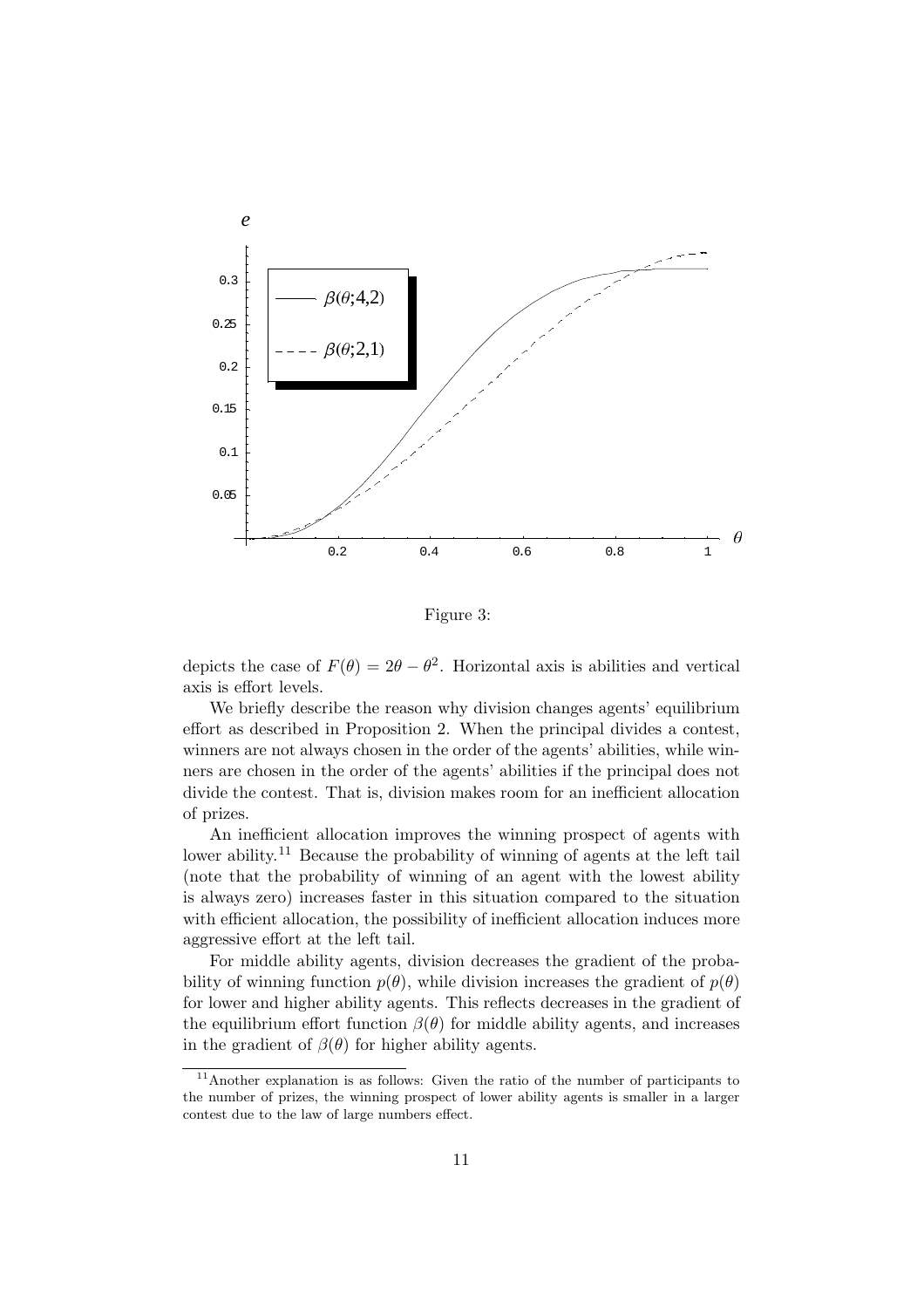Figure 3:

depicts the case of $F(\theta) = 2\theta - \theta^2$. Horizontal axis is abilities and vertical axis is effort levels.

We briefly describe the reason why division changes agents' equilibrium effort as described in Proposition 2. When the principal divides a contest, winners are not always chosen in the order of the agents' abilities, while winners are chosen in the order of the agents' abilities if the principal does not divide the contest. That is, division makes room for an inefficient allocation of prizes.

An inefficient allocation improves the winning prospect of agents with lower ability.[11] Because the probability of winning of agents at the left tail (note that the probability of winning of an agent with the lowest ability is always zero) increases faster in this situation compared to the situation with efficient allocation, the possibility of inefficient allocation induces more aggressive effort at the left tail.

For middle ability agents, division decreases the gradient of the probability of winning function $p(\theta)$, while division increases the gradient of $p(\theta)$ for lower and higher ability agents. This reflects decreases in the gradient of the equilibrium effort function $\beta(\theta)$ for middle ability agents, and increases in the gradient of $\beta(\theta)$ for higher ability agents.

[11] Another explanation is as follows: Given the ratio of the number of participants to the number of prizes, the winning prospect of lower ability agents is smaller in a larger contest due to the law of large numbers effect.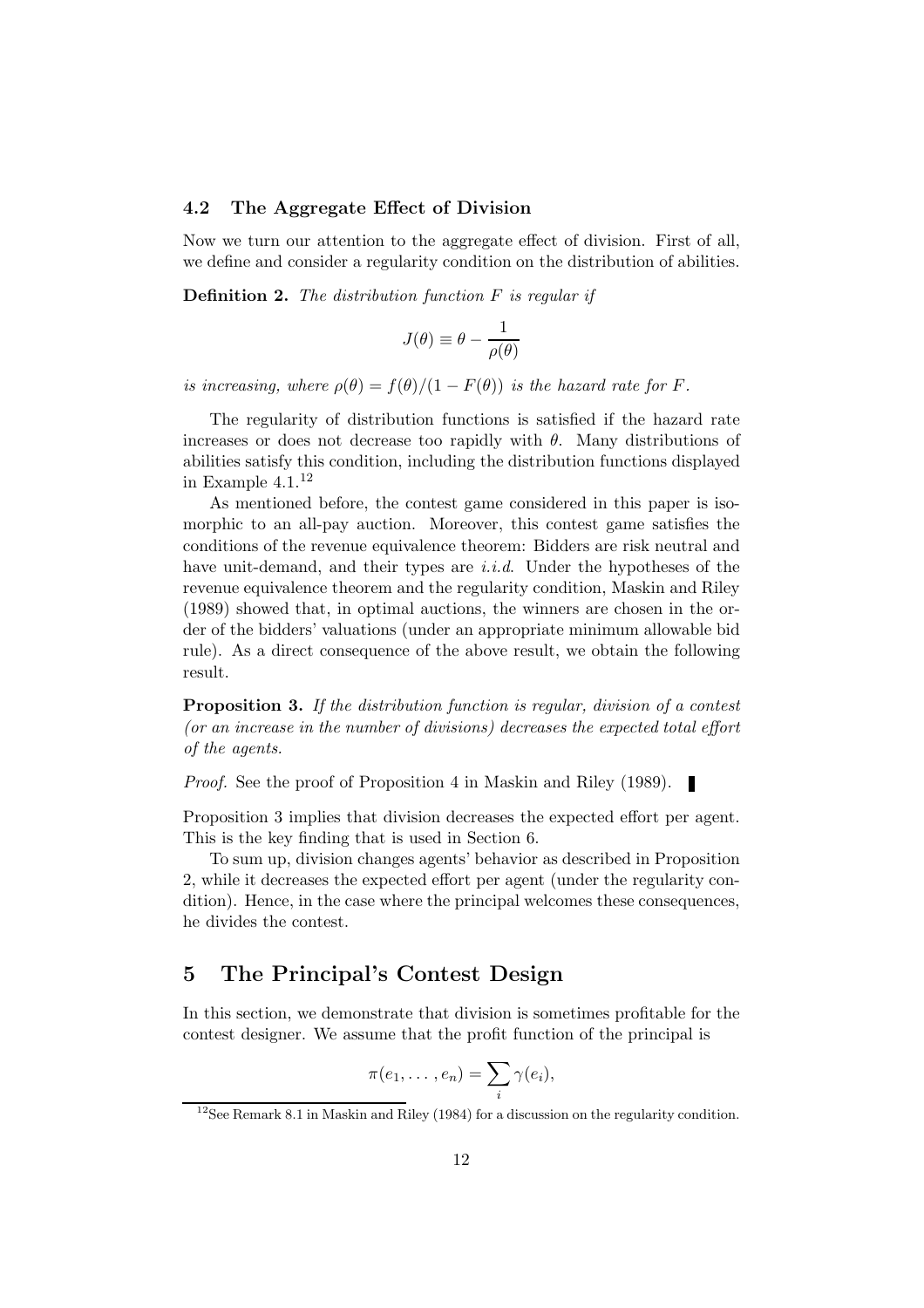### 4.2 The Aggregate Effect of Division

Now we turn our attention to the aggregate effect of division. First of all, we define and consider a regularity condition on the distribution of abilities.

**Definition 2.** *The distribution function $F$ is regular if*

$$J(\theta) \equiv \theta - \frac{1}{\rho(\theta)}$$

*is increasing, where $\rho(\theta) = f(\theta)/(1 - F(\theta))$ is the hazard rate for $F$.*

The regularity of distribution functions is satisfied if the hazard rate increases or does not decrease too rapidly with $\theta$. Many distributions of abilities satisfy this condition, including the distribution functions displayed in Example 4.1.[12]

As mentioned before, the contest game considered in this paper is isomorphic to an all-pay auction. Moreover, this contest game satisfies the conditions of the revenue equivalence theorem: Bidders are risk neutral and have unit-demand, and their types are *i.i.d.* Under the hypotheses of the revenue equivalence theorem and the regularity condition, Maskin and Riley (1989) showed that, in optimal auctions, the winners are chosen in the order of the bidders' valuations (under an appropriate minimum allowable bid rule). As a direct consequence of the above result, we obtain the following result.

**Proposition 3.** *If the distribution function is regular, division of a contest (or an increase in the number of divisions) decreases the expected total effort of the agents.*

*Proof.* See the proof of Proposition 4 in Maskin and Riley (1989). ∎

Proposition 3 implies that division decreases the expected effort per agent. This is the key finding that is used in Section 6.

To sum up, division changes agents' behavior as described in Proposition 2, while it decreases the expected effort per agent (under the regularity condition). Hence, in the case where the principal welcomes these consequences, he divides the contest.

## 5 The Principal's Contest Design

In this section, we demonstrate that division is sometimes profitable for the contest designer. We assume that the profit function of the principal is

$$\pi(e_1, \ldots, e_n) = \sum_i \gamma(e_i),$$

[12] See Remark 8.1 in Maskin and Riley (1984) for a discussion on the regularity condition.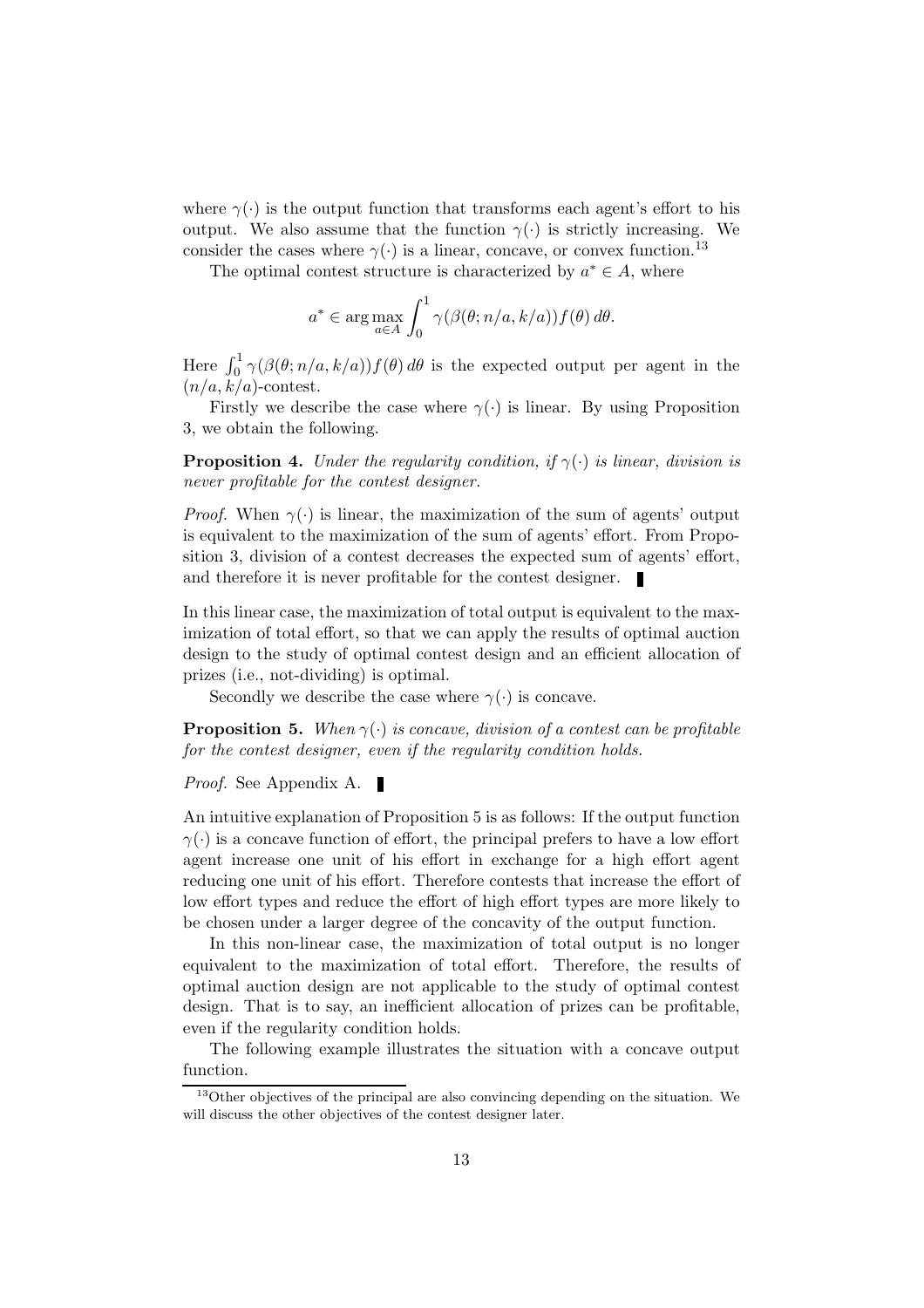where $\gamma(\cdot)$ is the output function that transforms each agent's effort to his output. We also assume that the function $\gamma(\cdot)$ is strictly increasing. We consider the cases where $\gamma(\cdot)$ is a linear, concave, or convex function.[13]

The optimal contest structure is characterized by $a^* \in A$, where

$$a^* \in \arg\max_{a \in A} \int_0^1 \gamma(\beta(\theta; n/a, k/a)) f(\theta)\, d\theta.$$

Here $\int_0^1 \gamma(\beta(\theta; n/a, k/a)) f(\theta)\, d\theta$ is the expected output per agent in the $(n/a, k/a)$-contest.

Firstly we describe the case where $\gamma(\cdot)$ is linear. By using Proposition 3, we obtain the following.

**Proposition 4.** *Under the regularity condition, if $\gamma(\cdot)$ is linear, division is never profitable for the contest designer.*

*Proof.* When $\gamma(\cdot)$ is linear, the maximization of the sum of agents' output is equivalent to the maximization of the sum of agents' effort. From Proposition 3, division of a contest decreases the expected sum of agents' effort, and therefore it is never profitable for the contest designer. ∎

In this linear case, the maximization of total output is equivalent to the maximization of total effort, so that we can apply the results of optimal auction design to the study of optimal contest design and an efficient allocation of prizes (i.e., not-dividing) is optimal.

Secondly we describe the case where $\gamma(\cdot)$ is concave.

**Proposition 5.** *When $\gamma(\cdot)$ is concave, division of a contest can be profitable for the contest designer, even if the regularity condition holds.*

*Proof.* See Appendix A. ∎

An intuitive explanation of Proposition 5 is as follows: If the output function $\gamma(\cdot)$ is a concave function of effort, the principal prefers to have a low effort agent increase one unit of his effort in exchange for a high effort agent reducing one unit of his effort. Therefore contests that increase the effort of low effort types and reduce the effort of high effort types are more likely to be chosen under a larger degree of the concavity of the output function.

In this non-linear case, the maximization of total output is no longer equivalent to the maximization of total effort. Therefore, the results of optimal auction design are not applicable to the study of optimal contest design. That is to say, an inefficient allocation of prizes can be profitable, even if the regularity condition holds.

The following example illustrates the situation with a concave output function.

[13] Other objectives of the principal are also convincing depending on the situation. We will discuss the other objectives of the contest designer later.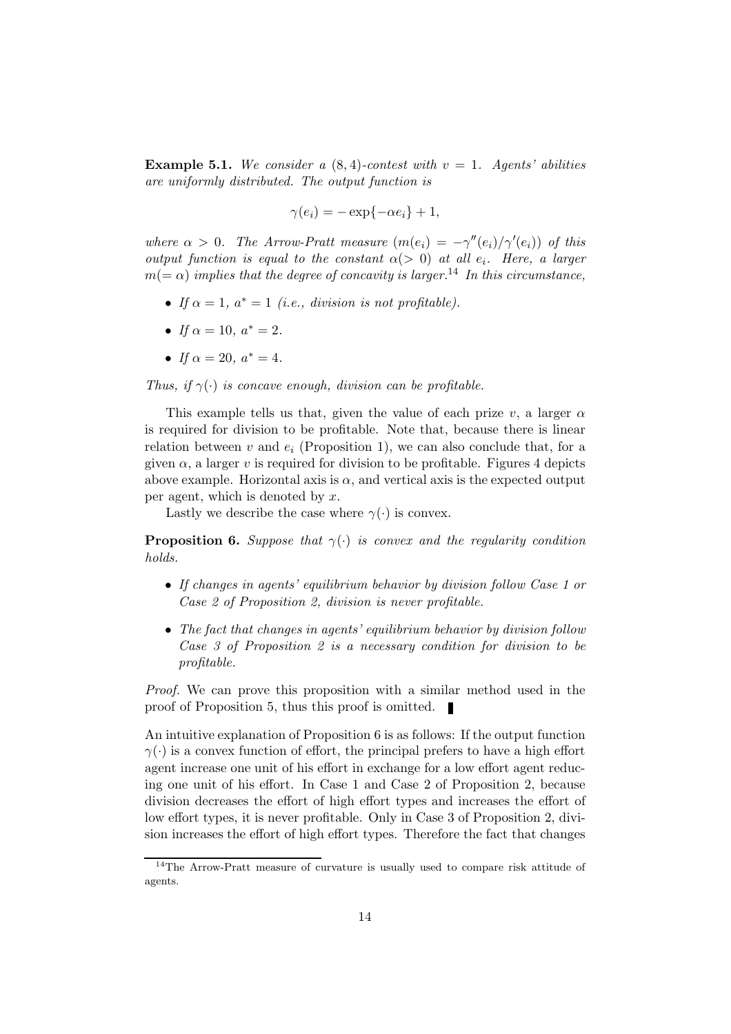**Example 5.1.** *We consider a* $(8, 4)$*-contest with* $v = 1$*. Agents' abilities are uniformly distributed. The output function is*

$$\gamma(e_i) = -\exp\{-\alpha e_i\} + 1,$$

*where* $\alpha > 0$*. The Arrow-Pratt measure* ($m(e_i) = -\gamma''(e_i)/\gamma'(e_i)$) *of this output function is equal to the constant* $\alpha(> 0)$ *at all* $e_i$*. Here, a larger* $m(= \alpha)$ *implies that the degree of concavity is larger.*[14] *In this circumstance,*

- *If* $\alpha = 1$*,* $a^* = 1$ *(i.e., division is not profitable).*
- *If* $\alpha = 10$*,* $a^* = 2$*.*
- *If* $\alpha = 20$*,* $a^* = 4$*.*

*Thus, if* $\gamma(\cdot)$ *is concave enough, division can be profitable.*

This example tells us that, given the value of each prize $v$, a larger $\alpha$ is required for division to be profitable. Note that, because there is linear relation between $v$ and $e_i$ (Proposition 1), we can also conclude that, for a given $\alpha$, a larger $v$ is required for division to be profitable. Figures 4 depicts above example. Horizontal axis is $\alpha$, and vertical axis is the expected output per agent, which is denoted by $x$.

Lastly we describe the case where $\gamma(\cdot)$ is convex.

**Proposition 6.** *Suppose that* $\gamma(\cdot)$ *is convex and the regularity condition holds.*

- *If changes in agents' equilibrium behavior by division follow Case 1 or Case 2 of Proposition 2, division is never profitable.*
- *The fact that changes in agents' equilibrium behavior by division follow Case 3 of Proposition 2 is a necessary condition for division to be profitable.*

*Proof.* We can prove this proposition with a similar method used in the proof of Proposition 5, thus this proof is omitted. ∎

An intuitive explanation of Proposition 6 is as follows: If the output function $\gamma(\cdot)$ is a convex function of effort, the principal prefers to have a high effort agent increase one unit of his effort in exchange for a low effort agent reducing one unit of his effort. In Case 1 and Case 2 of Proposition 2, because division decreases the effort of high effort types and increases the effort of low effort types, it is never profitable. Only in Case 3 of Proposition 2, division increases the effort of high effort types. Therefore the fact that changes

[14] The Arrow-Pratt measure of curvature is usually used to compare risk attitude of agents.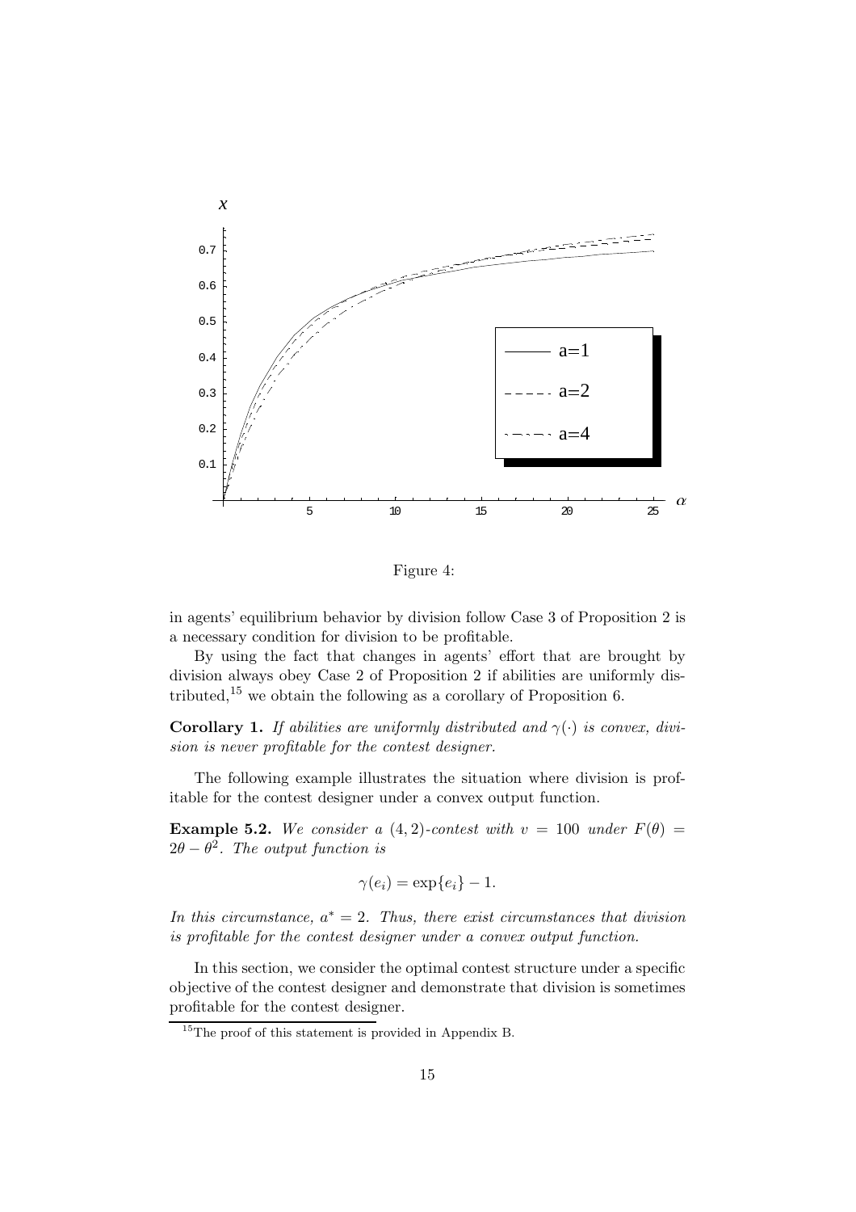Figure 4:

in agents' equilibrium behavior by division follow Case 3 of Proposition 2 is a necessary condition for division to be profitable.

By using the fact that changes in agents' effort that are brought by division always obey Case 2 of Proposition 2 if abilities are uniformly distributed,[15] we obtain the following as a corollary of Proposition 6.

**Corollary 1.** *If abilities are uniformly distributed and $\gamma(\cdot)$ is convex, division is never profitable for the contest designer.*

The following example illustrates the situation where division is profitable for the contest designer under a convex output function.

**Example 5.2.** *We consider a $(4, 2)$-contest with $v = 100$ under $F(\theta) = 2\theta - \theta^2$. The output function is*

$$\gamma(e_i) = \exp\{e_i\} - 1.$$

*In this circumstance, $a^* = 2$. Thus, there exist circumstances that division is profitable for the contest designer under a convex output function.*

In this section, we consider the optimal contest structure under a specific objective of the contest designer and demonstrate that division is sometimes profitable for the contest designer.

[15] The proof of this statement is provided in Appendix B.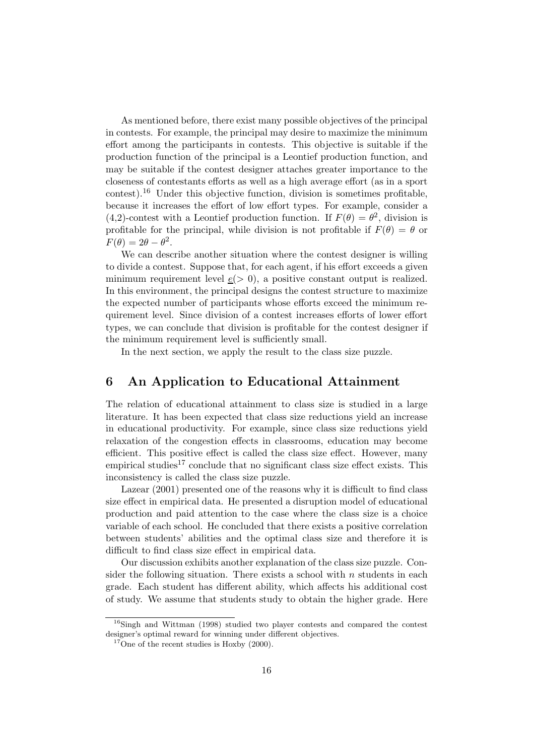As mentioned before, there exist many possible objectives of the principal in contests. For example, the principal may desire to maximize the minimum effort among the participants in contests. This objective is suitable if the production function of the principal is a Leontief production function, and may be suitable if the contest designer attaches greater importance to the closeness of contestants efforts as well as a high average effort (as in a sport contest).[16] Under this objective function, division is sometimes profitable, because it increases the effort of low effort types. For example, consider a (4,2)-contest with a Leontief production function. If $F(\theta) = \theta^2$, division is profitable for the principal, while division is not profitable if $F(\theta) = \theta$ or $F(\theta) = 2\theta - \theta^2$.

We can describe another situation where the contest designer is willing to divide a contest. Suppose that, for each agent, if his effort exceeds a given minimum requirement level $\underline{e}(> 0)$, a positive constant output is realized. In this environment, the principal designs the contest structure to maximize the expected number of participants whose efforts exceed the minimum requirement level. Since division of a contest increases efforts of lower effort types, we can conclude that division is profitable for the contest designer if the minimum requirement level is sufficiently small.

In the next section, we apply the result to the class size puzzle.

## 6 An Application to Educational Attainment

The relation of educational attainment to class size is studied in a large literature. It has been expected that class size reductions yield an increase in educational productivity. For example, since class size reductions yield relaxation of the congestion effects in classrooms, education may become efficient. This positive effect is called the class size effect. However, many empirical studies[17] conclude that no significant class size effect exists. This inconsistency is called the class size puzzle.

Lazear (2001) presented one of the reasons why it is difficult to find class size effect in empirical data. He presented a disruption model of educational production and paid attention to the case where the class size is a choice variable of each school. He concluded that there exists a positive correlation between students' abilities and the optimal class size and therefore it is difficult to find class size effect in empirical data.

Our discussion exhibits another explanation of the class size puzzle. Consider the following situation. There exists a school with $n$ students in each grade. Each student has different ability, which affects his additional cost of study. We assume that students study to obtain the higher grade. Here

[16] Singh and Wittman (1998) studied two player contests and compared the contest designer's optimal reward for winning under different objectives.

[17] One of the recent studies is Hoxby (2000).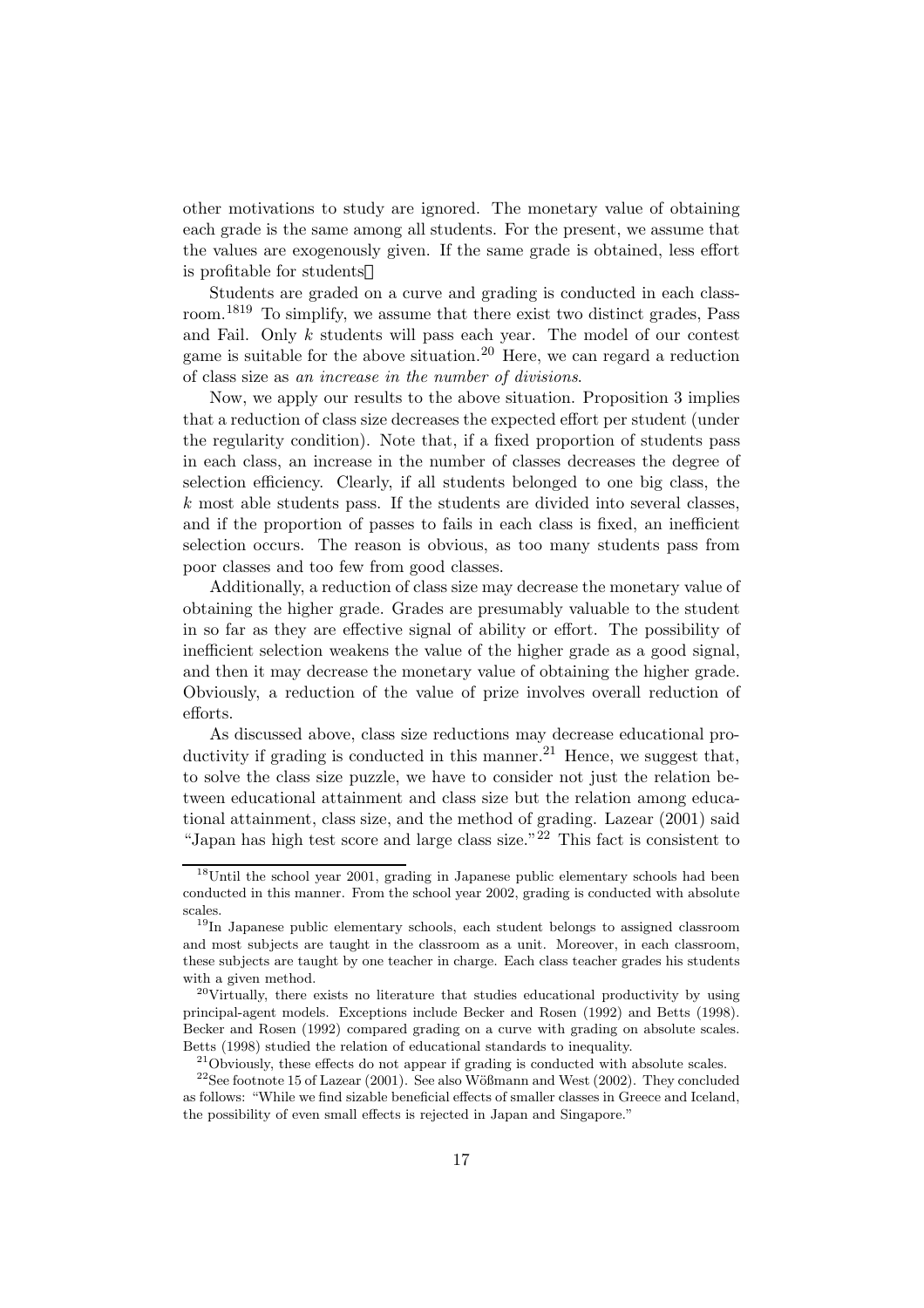other motivations to study are ignored. The monetary value of obtaining each grade is the same among all students. For the present, we assume that the values are exogenously given. If the same grade is obtained, less effort is profitable for students.

Students are graded on a curve and grading is conducted in each classroom.[18][19] To simplify, we assume that there exist two distinct grades, Pass and Fail. Only $k$ students will pass each year. The model of our contest game is suitable for the above situation.[20] Here, we can regard a reduction of class size as *an increase in the number of divisions*.

Now, we apply our results to the above situation. Proposition 3 implies that a reduction of class size decreases the expected effort per student (under the regularity condition). Note that, if a fixed proportion of students pass in each class, an increase in the number of classes decreases the degree of selection efficiency. Clearly, if all students belonged to one big class, the $k$ most able students pass. If the students are divided into several classes, and if the proportion of passes to fails in each class is fixed, an inefficient selection occurs. The reason is obvious, as too many students pass from poor classes and too few from good classes.

Additionally, a reduction of class size may decrease the monetary value of obtaining the higher grade. Grades are presumably valuable to the student in so far as they are effective signal of ability or effort. The possibility of inefficient selection weakens the value of the higher grade as a good signal, and then it may decrease the monetary value of obtaining the higher grade. Obviously, a reduction of the value of prize involves overall reduction of efforts.

As discussed above, class size reductions may decrease educational productivity if grading is conducted in this manner.[21] Hence, we suggest that, to solve the class size puzzle, we have to consider not just the relation between educational attainment and class size but the relation among educational attainment, class size, and the method of grading. Lazear (2001) said "Japan has high test score and large class size."[22] This fact is consistent to

---

[18] Until the school year 2001, grading in Japanese public elementary schools had been conducted in this manner. From the school year 2002, grading is conducted with absolute scales.

[19] In Japanese public elementary schools, each student belongs to assigned classroom and most subjects are taught in the classroom as a unit. Moreover, in each classroom, these subjects are taught by one teacher in charge. Each class teacher grades his students with a given method.

[20] Virtually, there exists no literature that studies educational productivity by using principal-agent models. Exceptions include Becker and Rosen (1992) and Betts (1998). Becker and Rosen (1992) compared grading on a curve with grading on absolute scales. Betts (1998) studied the relation of educational standards to inequality.

[21] Obviously, these effects do not appear if grading is conducted with absolute scales.

[22] See footnote 15 of Lazear (2001). See also Wößmann and West (2002). They concluded as follows: "While we find sizable beneficial effects of smaller classes in Greece and Iceland, the possibility of even small effects is rejected in Japan and Singapore."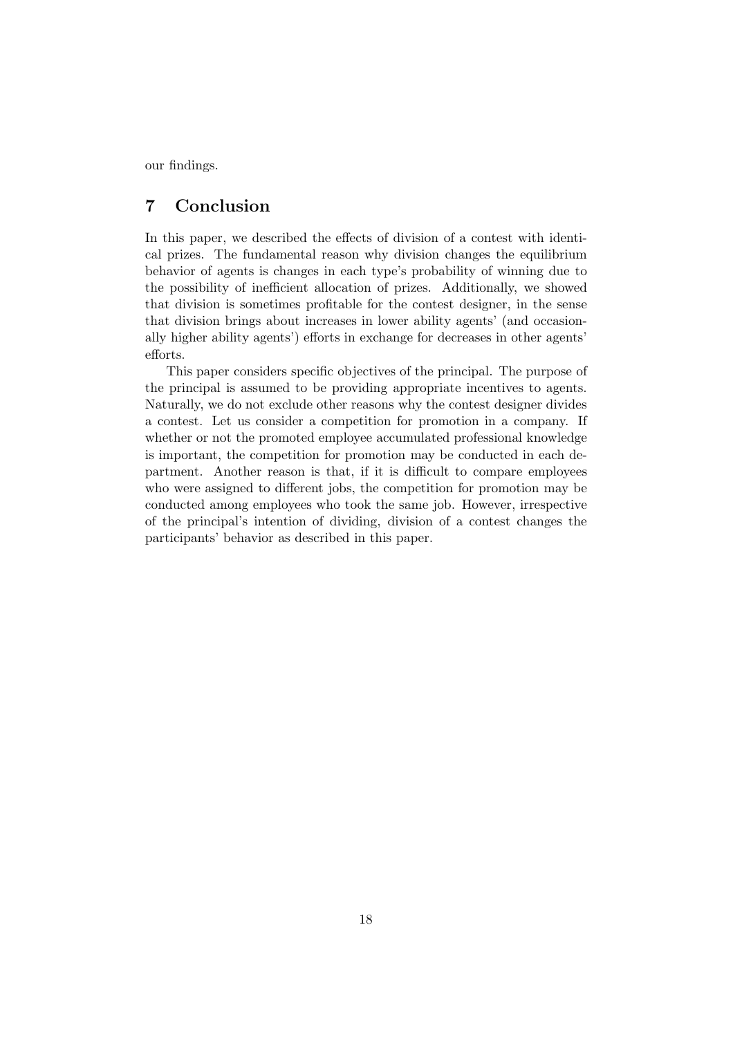our findings.

## 7 Conclusion

In this paper, we described the effects of division of a contest with identical prizes. The fundamental reason why division changes the equilibrium behavior of agents is changes in each type's probability of winning due to the possibility of inefficient allocation of prizes. Additionally, we showed that division is sometimes profitable for the contest designer, in the sense that division brings about increases in lower ability agents' (and occasionally higher ability agents') efforts in exchange for decreases in other agents' efforts.

This paper considers specific objectives of the principal. The purpose of the principal is assumed to be providing appropriate incentives to agents. Naturally, we do not exclude other reasons why the contest designer divides a contest. Let us consider a competition for promotion in a company. If whether or not the promoted employee accumulated professional knowledge is important, the competition for promotion may be conducted in each department. Another reason is that, if it is difficult to compare employees who were assigned to different jobs, the competition for promotion may be conducted among employees who took the same job. However, irrespective of the principal's intention of dividing, division of a contest changes the participants' behavior as described in this paper.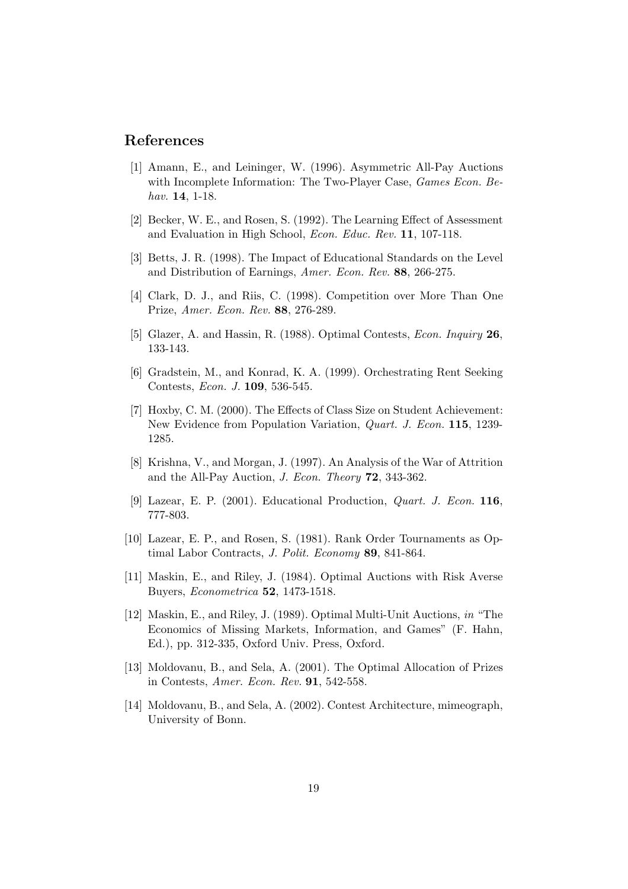## References

[1] Amann, E., and Leininger, W. (1996). Asymmetric All-Pay Auctions with Incomplete Information: The Two-Player Case, *Games Econ. Behav.* **14**, 1-18.

[2] Becker, W. E., and Rosen, S. (1992). The Learning Effect of Assessment and Evaluation in High School, *Econ. Educ. Rev.* **11**, 107-118.

[3] Betts, J. R. (1998). The Impact of Educational Standards on the Level and Distribution of Earnings, *Amer. Econ. Rev.* **88**, 266-275.

[4] Clark, D. J., and Riis, C. (1998). Competition over More Than One Prize, *Amer. Econ. Rev.* **88**, 276-289.

[5] Glazer, A. and Hassin, R. (1988). Optimal Contests, *Econ. Inquiry* **26**, 133-143.

[6] Gradstein, M., and Konrad, K. A. (1999). Orchestrating Rent Seeking Contests, *Econ. J.* **109**, 536-545.

[7] Hoxby, C. M. (2000). The Effects of Class Size on Student Achievement: New Evidence from Population Variation, *Quart. J. Econ.* **115**, 1239-1285.

[8] Krishna, V., and Morgan, J. (1997). An Analysis of the War of Attrition and the All-Pay Auction, *J. Econ. Theory* **72**, 343-362.

[9] Lazear, E. P. (2001). Educational Production, *Quart. J. Econ.* **116**, 777-803.

[10] Lazear, E. P., and Rosen, S. (1981). Rank Order Tournaments as Optimal Labor Contracts, *J. Polit. Economy* **89**, 841-864.

[11] Maskin, E., and Riley, J. (1984). Optimal Auctions with Risk Averse Buyers, *Econometrica* **52**, 1473-1518.

[12] Maskin, E., and Riley, J. (1989). Optimal Multi-Unit Auctions, *in* "The Economics of Missing Markets, Information, and Games" (F. Hahn, Ed.), pp. 312-335, Oxford Univ. Press, Oxford.

[13] Moldovanu, B., and Sela, A. (2001). The Optimal Allocation of Prizes in Contests, *Amer. Econ. Rev.* **91**, 542-558.

[14] Moldovanu, B., and Sela, A. (2002). Contest Architecture, mimeograph, University of Bonn.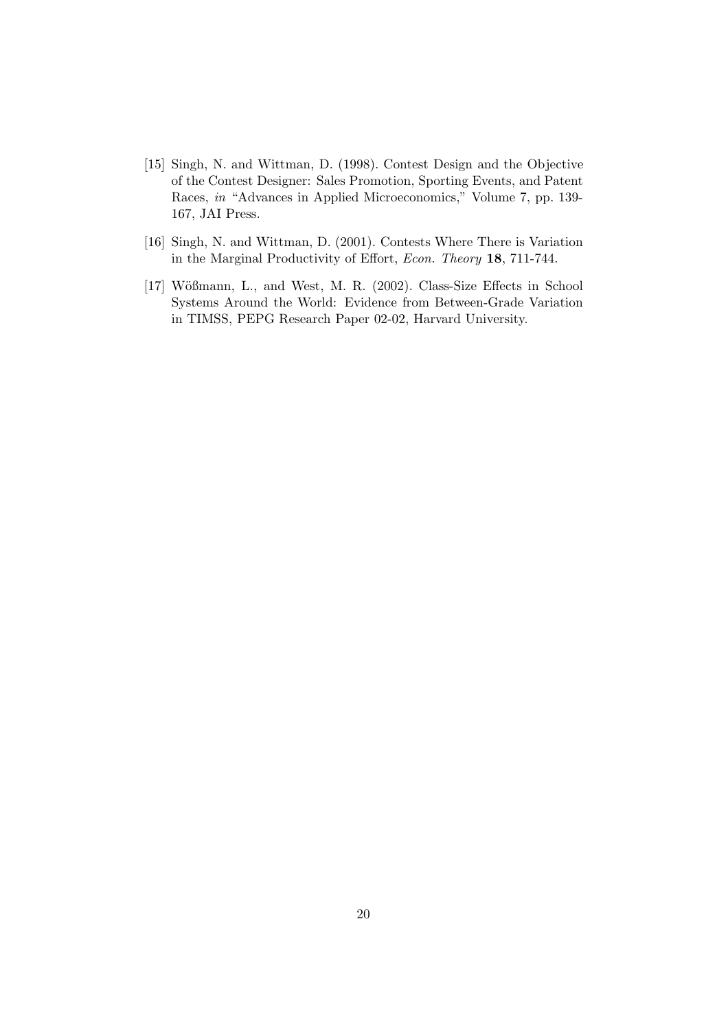[15] Singh, N. and Wittman, D. (1998). Contest Design and the Objective of the Contest Designer: Sales Promotion, Sporting Events, and Patent Races, *in* "Advances in Applied Microeconomics," Volume 7, pp. 139-167, JAI Press.

[16] Singh, N. and Wittman, D. (2001). Contests Where There is Variation in the Marginal Productivity of Effort, *Econ. Theory* **18**, 711-744.

[17] Wößmann, L., and West, M. R. (2002). Class-Size Effects in School Systems Around the World: Evidence from Between-Grade Variation in TIMSS, PEPG Research Paper 02-02, Harvard University.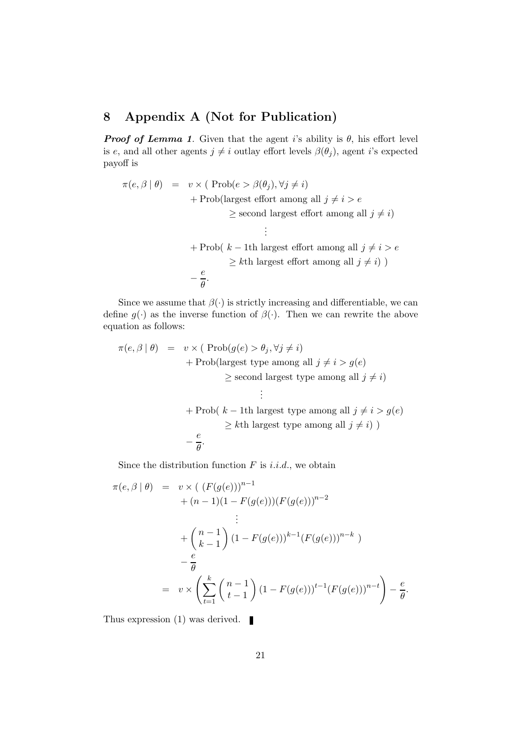# 8 Appendix A (Not for Publication)

***Proof of Lemma 1***. Given that the agent $i$'s ability is $\theta$, his effort level is $e$, and all other agents $j \neq i$ outlay effort levels $\beta(\theta_j)$, agent $i$'s expected payoff is

$$
\begin{aligned}
\pi(e, \beta \mid \theta) \;=\; & v \times (\;\mathrm{Prob}(e > \beta(\theta_j), \forall j \neq i) \\
& + \mathrm{Prob}(\text{largest effort among all } j \neq i > e \\
& \qquad \geq \text{second largest effort among all } j \neq i) \\
& \qquad\qquad \vdots \\
& + \mathrm{Prob}(\; k-1\text{th largest effort among all } j \neq i > e \\
& \qquad \geq k\text{th largest effort among all } j \neq i)\;) \\
& - \frac{e}{\theta}.
\end{aligned}
$$

Since we assume that $\beta(\cdot)$ is strictly increasing and differentiable, we can define $g(\cdot)$ as the inverse function of $\beta(\cdot)$. Then we can rewrite the above equation as follows:

$$
\begin{aligned}
\pi(e, \beta \mid \theta) \;=\; & v \times (\;\mathrm{Prob}(g(e) > \theta_j, \forall j \neq i) \\
& + \mathrm{Prob}(\text{largest type among all } j \neq i > g(e) \\
& \qquad \geq \text{second largest type among all } j \neq i) \\
& \qquad\qquad \vdots \\
& + \mathrm{Prob}(\; k-1\text{th largest type among all } j \neq i > g(e) \\
& \qquad \geq k\text{th largest type among all } j \neq i)\;) \\
& - \frac{e}{\theta}.
\end{aligned}
$$

Since the distribution function $F$ is *i.i.d.*, we obtain

$$
\begin{aligned}
\pi(e, \beta \mid \theta) \;=\; & v \times (\;(F(g(e)))^{n-1} \\
& + (n-1)(1 - F(g(e)))(F(g(e)))^{n-2} \\
& \qquad \vdots \\
& + \binom{n-1}{k-1}(1 - F(g(e)))^{k-1}(F(g(e)))^{n-k}\;) \\
& - \frac{e}{\theta} \\
=\; & v \times \left( \sum_{t=1}^{k} \binom{n-1}{t-1}(1 - F(g(e)))^{t-1}(F(g(e)))^{n-t} \right) - \frac{e}{\theta}.
\end{aligned}
$$

Thus expression (1) was derived. ▮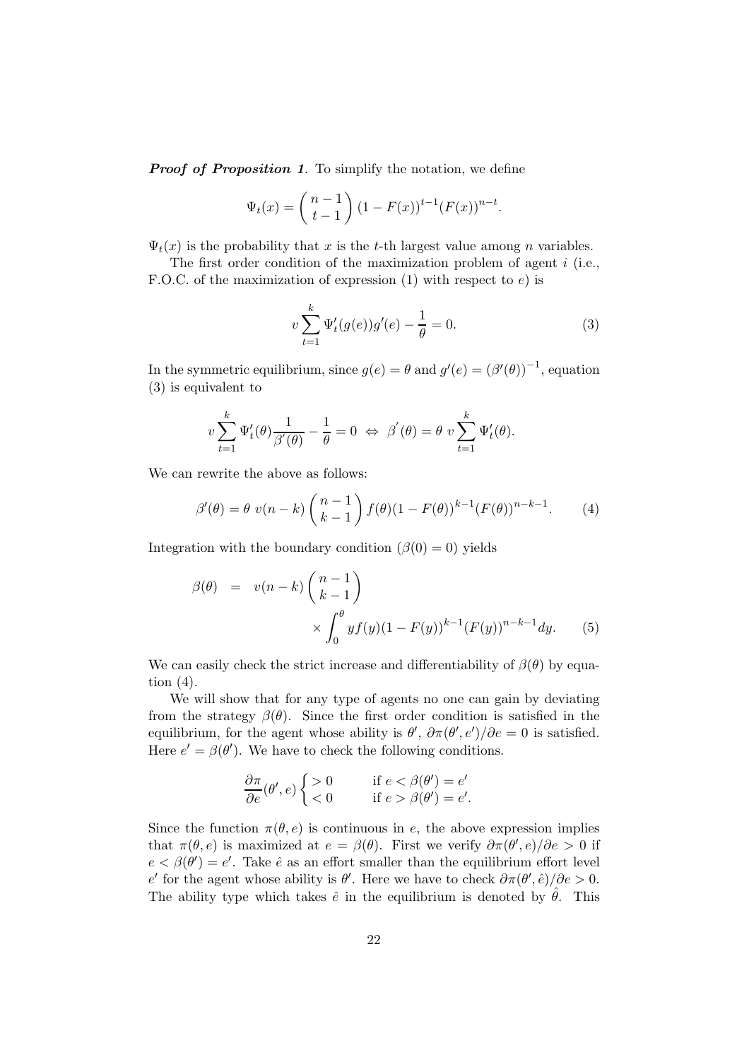***Proof of Proposition 1***. To simplify the notation, we define

$$\Psi_t(x) = \binom{n-1}{t-1} (1 - F(x))^{t-1} (F(x))^{n-t}.$$

$\Psi_t(x)$ is the probability that $x$ is the $t$-th largest value among $n$ variables.

The first order condition of the maximization problem of agent $i$ (i.e., F.O.C. of the maximization of expression (1) with respect to $e$) is

$$v \sum_{t=1}^{k} \Psi_t'(g(e)) g'(e) - \frac{1}{\theta} = 0. \tag{3}$$

In the symmetric equilibrium, since $g(e) = \theta$ and $g'(e) = (\beta'(\theta))^{-1}$, equation (3) is equivalent to

$$v \sum_{t=1}^{k} \Psi_t'(\theta) \frac{1}{\beta'(\theta)} - \frac{1}{\theta} = 0 \Leftrightarrow \beta'(\theta) = \theta \; v \sum_{t=1}^{k} \Psi_t'(\theta).$$

We can rewrite the above as follows:

$$\beta'(\theta) = \theta \; v(n-k) \binom{n-1}{k-1} f(\theta)(1 - F(\theta))^{k-1} (F(\theta))^{n-k-1}. \tag{4}$$

Integration with the boundary condition ($\beta(0) = 0$) yields

$$\beta(\theta) = v(n-k) \binom{n-1}{k-1} \times \int_0^{\theta} y f(y) (1 - F(y))^{k-1} (F(y))^{n-k-1} dy. \tag{5}$$

We can easily check the strict increase and differentiability of $\beta(\theta)$ by equation (4).

We will show that for any type of agents no one can gain by deviating from the strategy $\beta(\theta)$. Since the first order condition is satisfied in the equilibrium, for the agent whose ability is $\theta'$, $\partial \pi(\theta', e')/\partial e = 0$ is satisfied. Here $e' = \beta(\theta')$. We have to check the following conditions.

$$\frac{\partial \pi}{\partial e}(\theta', e) \begin{cases} > 0 & \text{if } e < \beta(\theta') = e' \\ < 0 & \text{if } e > \beta(\theta') = e'. \end{cases}$$

Since the function $\pi(\theta, e)$ is continuous in $e$, the above expression implies that $\pi(\theta, e)$ is maximized at $e = \beta(\theta)$. First we verify $\partial \pi(\theta', e)/\partial e > 0$ if $e < \beta(\theta') = e'$. Take $\hat{e}$ as an effort smaller than the equilibrium effort level $e'$ for the agent whose ability is $\theta'$. Here we have to check $\partial \pi(\theta', \hat{e})/\partial e > 0$. The ability type which takes $\hat{e}$ in the equilibrium is denoted by $\hat{\theta}$. This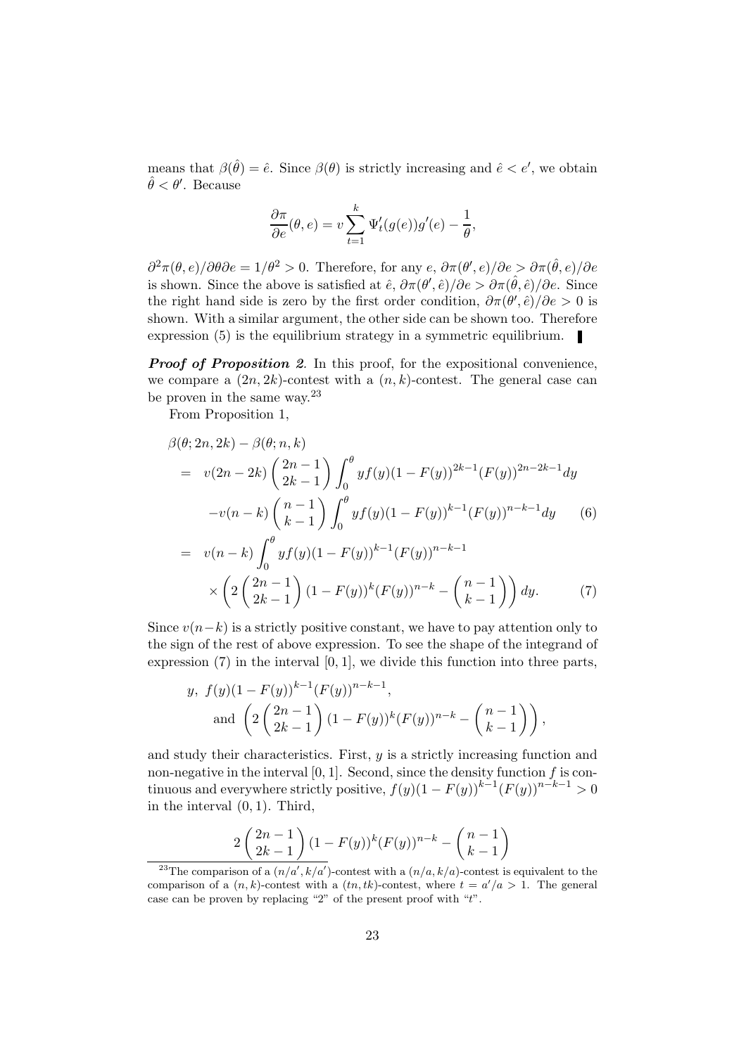means that $\beta(\hat{\theta}) = \hat{e}$. Since $\beta(\theta)$ is strictly increasing and $\hat{e} < e'$, we obtain $\hat{\theta} < \theta'$. Because

$$\frac{\partial \pi}{\partial e}(\theta, e) = v \sum_{t=1}^{k} \Psi_t'(g(e))g'(e) - \frac{1}{\theta},$$

$\partial^2 \pi(\theta, e)/\partial\theta\partial e = 1/\theta^2 > 0$. Therefore, for any $e$, $\partial\pi(\theta', e)/\partial e > \partial\pi(\hat{\theta}, e)/\partial e$ is shown. Since the above is satisfied at $\hat{e}$, $\partial\pi(\theta', \hat{e})/\partial e > \partial\pi(\hat{\theta}, \hat{e})/\partial e$. Since the right hand side is zero by the first order condition, $\partial\pi(\theta', \hat{e})/\partial e > 0$ is shown. With a similar argument, the other side can be shown too. Therefore expression (5) is the equilibrium strategy in a symmetric equilibrium. ∎

***Proof of Proposition 2.*** In this proof, for the expositional convenience, we compare a $(2n, 2k)$-contest with a $(n, k)$-contest. The general case can be proven in the same way.[23]

From Proposition 1,

$$\begin{aligned}
&\beta(\theta; 2n, 2k) - \beta(\theta; n, k) \\
&= v(2n-2k)\binom{2n-1}{2k-1}\int_0^\theta yf(y)(1-F(y))^{2k-1}(F(y))^{2n-2k-1}dy \\
&\quad - v(n-k)\binom{n-1}{k-1}\int_0^\theta yf(y)(1-F(y))^{k-1}(F(y))^{n-k-1}dy \qquad (6) \\
&= v(n-k)\int_0^\theta yf(y)(1-F(y))^{k-1}(F(y))^{n-k-1} \\
&\quad \times \left(2\binom{2n-1}{2k-1}(1-F(y))^k(F(y))^{n-k} - \binom{n-1}{k-1}\right)dy. \qquad (7)
\end{aligned}$$

Since $v(n-k)$ is a strictly positive constant, we have to pay attention only to the sign of the rest of above expression. To see the shape of the integrand of expression (7) in the interval $[0, 1]$, we divide this function into three parts,

$$y,\ f(y)(1-F(y))^{k-1}(F(y))^{n-k-1}, \\
\text{and } \left(2\binom{2n-1}{2k-1}(1-F(y))^k(F(y))^{n-k} - \binom{n-1}{k-1}\right),$$

and study their characteristics. First, $y$ is a strictly increasing function and non-negative in the interval $[0, 1]$. Second, since the density function $f$ is continuous and everywhere strictly positive, $f(y)(1-F(y))^{k-1}(F(y))^{n-k-1} > 0$ in the interval $(0, 1)$. Third,

$$2\binom{2n-1}{2k-1}(1-F(y))^k(F(y))^{n-k} - \binom{n-1}{k-1}$$

[23] The comparison of a $(n/a', k/a')$-contest with a $(n/a, k/a)$-contest is equivalent to the comparison of a $(n, k)$-contest with a $(tn, tk)$-contest, where $t = a'/a > 1$. The general case can be proven by replacing "2" of the present proof with "$t$".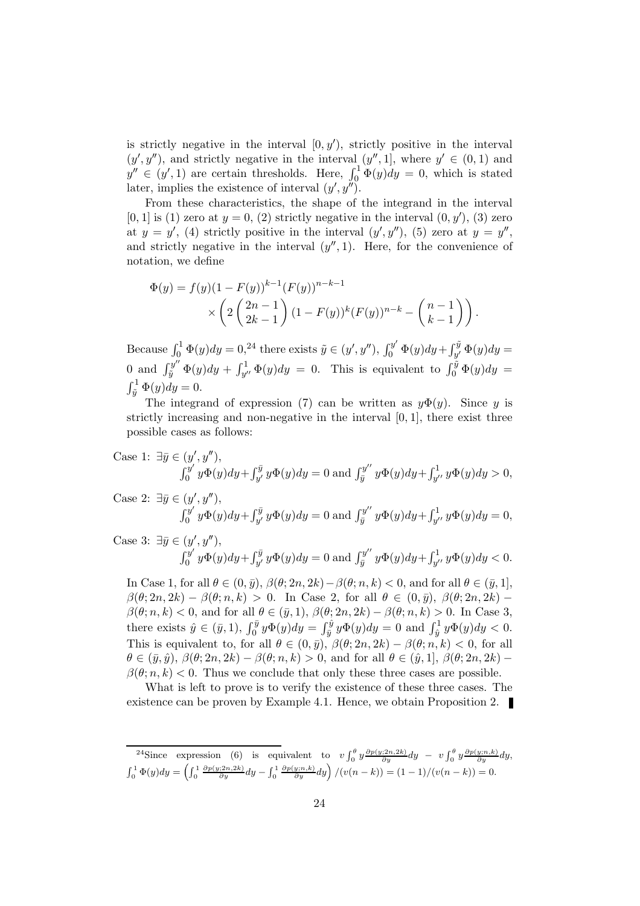is strictly negative in the interval $[0, y')$, strictly positive in the interval $(y', y'')$, and strictly negative in the interval $(y'', 1]$, where $y' \in (0, 1)$ and $y'' \in (y', 1)$ are certain thresholds. Here, $\int_0^1 \Phi(y)dy = 0$, which is stated later, implies the existence of interval $(y', y'')$.

From these characteristics, the shape of the integrand in the interval $[0, 1]$ is (1) zero at $y = 0$, (2) strictly negative in the interval $(0, y')$, (3) zero at $y = y'$, (4) strictly positive in the interval $(y', y'')$, (5) zero at $y = y''$, and strictly negative in the interval $(y'', 1)$. Here, for the convenience of notation, we define

$$
\Phi(y) = f(y)(1 - F(y))^{k-1}(F(y))^{n-k-1} \times \left( 2 \binom{2n-1}{2k-1} (1 - F(y))^k (F(y))^{n-k} - \binom{n-1}{k-1} \right).
$$

Because $\int_0^1 \Phi(y)dy = 0$,[24] there exists $\tilde{y} \in (y', y'')$, $\int_0^{y'} \Phi(y)dy + \int_{y'}^{\tilde{y}} \Phi(y)dy = 0$ and $\int_{\tilde{y}}^{y''} \Phi(y)dy + \int_{y''}^1 \Phi(y)dy = 0$. This is equivalent to $\int_0^{\tilde{y}} \Phi(y)dy = \int_{\tilde{y}}^1 \Phi(y)dy = 0$.

The integrand of expression (7) can be written as $y\Phi(y)$. Since $y$ is strictly increasing and non-negative in the interval $[0, 1]$, there exist three possible cases as follows:

Case 1: $\exists \bar{y} \in (y', y'')$,
$\int_0^{y'} y\Phi(y)dy + \int_{y'}^{\bar{y}} y\Phi(y)dy = 0$ and $\int_{\bar{y}}^{y''} y\Phi(y)dy + \int_{y''}^1 y\Phi(y)dy > 0$,

Case 2: $\exists \bar{y} \in (y', y'')$,
$\int_0^{y'} y\Phi(y)dy + \int_{y'}^{\bar{y}} y\Phi(y)dy = 0$ and $\int_{\bar{y}}^{y''} y\Phi(y)dy + \int_{y''}^1 y\Phi(y)dy = 0$,

Case 3: $\exists \bar{y} \in (y', y'')$,
$\int_0^{y'} y\Phi(y)dy + \int_{y'}^{\bar{y}} y\Phi(y)dy = 0$ and $\int_{\bar{y}}^{y''} y\Phi(y)dy + \int_{y''}^1 y\Phi(y)dy < 0$.

In Case 1, for all $\theta \in (0, \bar{y})$, $\beta(\theta; 2n, 2k) - \beta(\theta; n, k) < 0$, and for all $\theta \in (\bar{y}, 1]$, $\beta(\theta; 2n, 2k) - \beta(\theta; n, k) > 0$. In Case 2, for all $\theta \in (0, \bar{y})$, $\beta(\theta; 2n, 2k) - \beta(\theta; n, k) < 0$, and for all $\theta \in (\bar{y}, 1)$, $\beta(\theta; 2n, 2k) - \beta(\theta; n, k) > 0$. In Case 3, there exists $\hat{y} \in (\bar{y}, 1)$, $\int_0^{\bar{y}} y\Phi(y)dy = \int_{\bar{y}}^{\hat{y}} y\Phi(y)dy = 0$ and $\int_{\hat{y}}^1 y\Phi(y)dy < 0$. This is equivalent to, for all $\theta \in (0, \bar{y})$, $\beta(\theta; 2n, 2k) - \beta(\theta; n, k) < 0$, for all $\theta \in (\bar{y}, \hat{y})$, $\beta(\theta; 2n, 2k) - \beta(\theta; n, k) > 0$, and for all $\theta \in (\hat{y}, 1]$, $\beta(\theta; 2n, 2k) - \beta(\theta; n, k) < 0$. Thus we conclude that only these three cases are possible.

What is left to prove is to verify the existence of these three cases. The existence can be proven by Example 4.1. Hence, we obtain Proposition 2. ∎

---

[24] Since expression (6) is equivalent to $v \int_0^\theta y \frac{\partial p(y;2n,2k)}{\partial y} dy - v \int_0^\theta y \frac{\partial p(y;n,k)}{\partial y} dy$, $\int_0^1 \Phi(y)dy = \left( \int_0^1 \frac{\partial p(y;2n,2k)}{\partial y} dy - \int_0^1 \frac{\partial p(y;n,k)}{\partial y} dy \right) / (v(n-k)) = (1-1)/(v(n-k)) = 0$.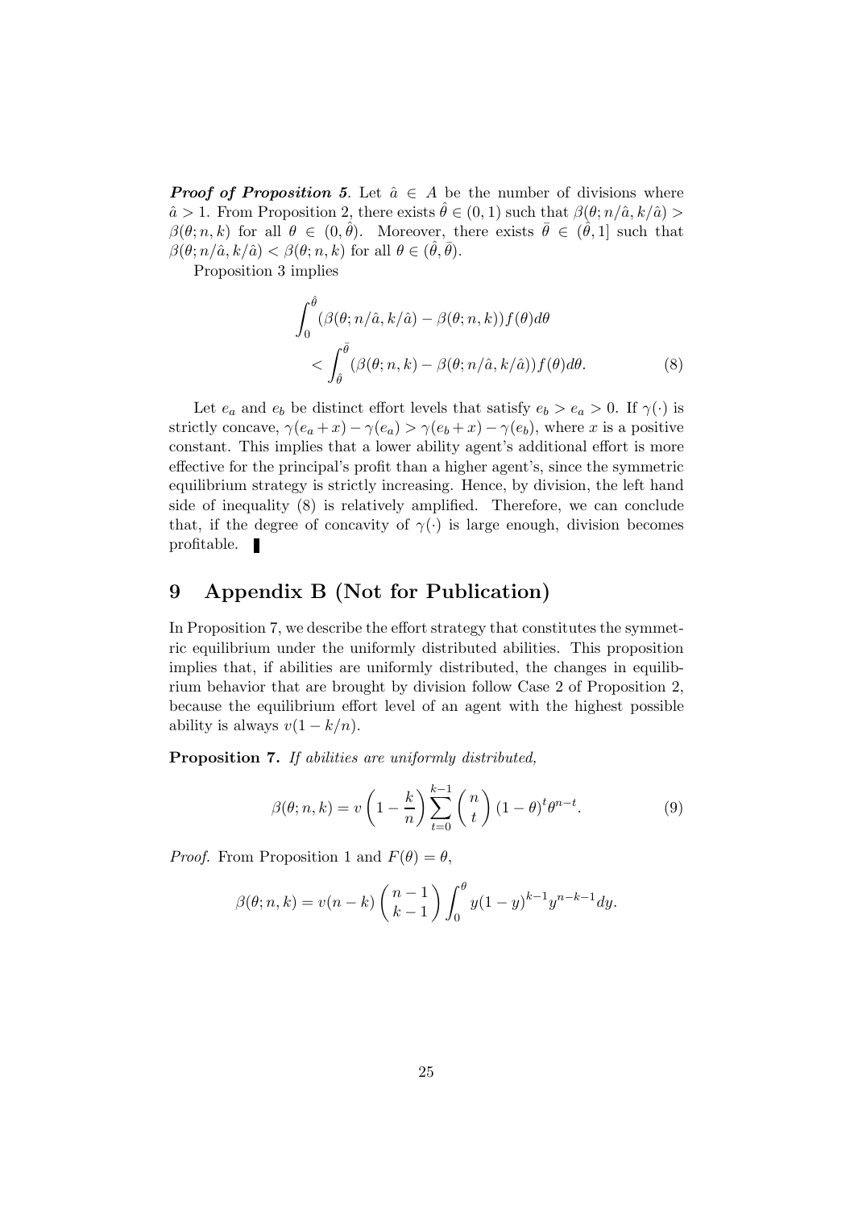***Proof of Proposition 5***. Let $\hat{a} \in A$ be the number of divisions where $\hat{a} > 1$. From Proposition 2, there exists $\hat{\theta} \in (0, 1)$ such that $\beta(\theta; n/\hat{a}, k/\hat{a}) > \beta(\theta; n, k)$ for all $\theta \in (0, \hat{\theta})$. Moreover, there exists $\bar{\theta} \in (\hat{\theta}, 1]$ such that $\beta(\theta; n/\hat{a}, k/\hat{a}) < \beta(\theta; n, k)$ for all $\theta \in (\hat{\theta}, \bar{\theta})$.

Proposition 3 implies

$$
\int_0^{\hat{\theta}} (\beta(\theta; n/\hat{a}, k/\hat{a}) - \beta(\theta; n, k)) f(\theta) d\theta < \int_{\hat{\theta}}^{\bar{\theta}} (\beta(\theta; n, k) - \beta(\theta; n/\hat{a}, k/\hat{a})) f(\theta) d\theta. \tag{8}
$$

Let $e_a$ and $e_b$ be distinct effort levels that satisfy $e_b > e_a > 0$. If $\gamma(\cdot)$ is strictly concave, $\gamma(e_a + x) - \gamma(e_a) > \gamma(e_b + x) - \gamma(e_b)$, where $x$ is a positive constant. This implies that a lower ability agent's additional effort is more effective for the principal's profit than a higher agent's, since the symmetric equilibrium strategy is strictly increasing. Hence, by division, the left hand side of inequality (8) is relatively amplified. Therefore, we can conclude that, if the degree of concavity of $\gamma(\cdot)$ is large enough, division becomes profitable. ∎

# 9 Appendix B (Not for Publication)

In Proposition 7, we describe the effort strategy that constitutes the symmetric equilibrium under the uniformly distributed abilities. This proposition implies that, if abilities are uniformly distributed, the changes in equilibrium behavior that are brought by division follow Case 2 of Proposition 2, because the equilibrium effort level of an agent with the highest possible ability is always $v(1 - k/n)$.

**Proposition 7.** *If abilities are uniformly distributed,*

$$
\beta(\theta; n, k) = v \left(1 - \frac{k}{n}\right) \sum_{t=0}^{k-1} \binom{n}{t} (1-\theta)^t \theta^{n-t}. \tag{9}
$$

*Proof.* From Proposition 1 and $F(\theta) = \theta$,

$$
\beta(\theta; n, k) = v(n-k) \binom{n-1}{k-1} \int_0^{\theta} y(1-y)^{k-1} y^{n-k-1} dy.
$$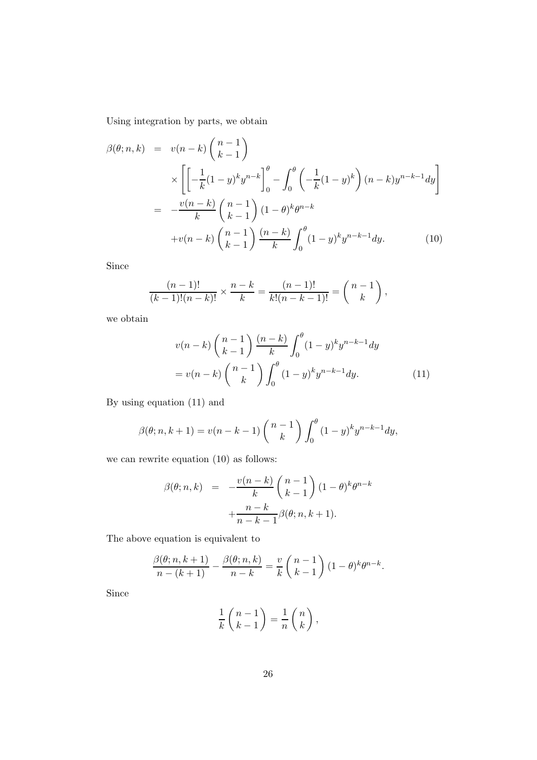Using integration by parts, we obtain

$$
\begin{aligned}
\beta(\theta; n, k) &= v(n-k)\begin{pmatrix} n-1 \\ k-1 \end{pmatrix} \\
&\quad \times \left[ \left[ -\frac{1}{k}(1-y)^k y^{n-k} \right]_0^\theta - \int_0^\theta \left( -\frac{1}{k}(1-y)^k \right)(n-k) y^{n-k-1} dy \right] \\
&= -\frac{v(n-k)}{k}\begin{pmatrix} n-1 \\ k-1 \end{pmatrix}(1-\theta)^k \theta^{n-k} \\
&\quad + v(n-k)\begin{pmatrix} n-1 \\ k-1 \end{pmatrix}\frac{(n-k)}{k}\int_0^\theta (1-y)^k y^{n-k-1} dy. \qquad (10)
\end{aligned}
$$

Since

$$
\frac{(n-1)!}{(k-1)!(n-k)!} \times \frac{n-k}{k} = \frac{(n-1)!}{k!(n-k-1)!} = \begin{pmatrix} n-1 \\ k \end{pmatrix},
$$

we obtain

$$
\begin{aligned}
& v(n-k)\begin{pmatrix} n-1 \\ k-1 \end{pmatrix}\frac{(n-k)}{k}\int_0^\theta (1-y)^k y^{n-k-1} dy \\
&= v(n-k)\begin{pmatrix} n-1 \\ k \end{pmatrix}\int_0^\theta (1-y)^k y^{n-k-1} dy. \qquad (11)
\end{aligned}
$$

By using equation (11) and

$$
\beta(\theta; n, k+1) = v(n-k-1)\begin{pmatrix} n-1 \\ k \end{pmatrix}\int_0^\theta (1-y)^k y^{n-k-1} dy,
$$

we can rewrite equation (10) as follows:

$$
\begin{aligned}
\beta(\theta; n, k) &= -\frac{v(n-k)}{k}\begin{pmatrix} n-1 \\ k-1 \end{pmatrix}(1-\theta)^k \theta^{n-k} \\
&\quad + \frac{n-k}{n-k-1}\beta(\theta; n, k+1).
\end{aligned}
$$

The above equation is equivalent to

$$
\frac{\beta(\theta; n, k+1)}{n-(k+1)} - \frac{\beta(\theta; n, k)}{n-k} = \frac{v}{k}\begin{pmatrix} n-1 \\ k-1 \end{pmatrix}(1-\theta)^k \theta^{n-k}.
$$

Since

$$
\frac{1}{k}\begin{pmatrix} n-1 \\ k-1 \end{pmatrix} = \frac{1}{n}\begin{pmatrix} n \\ k \end{pmatrix},
$$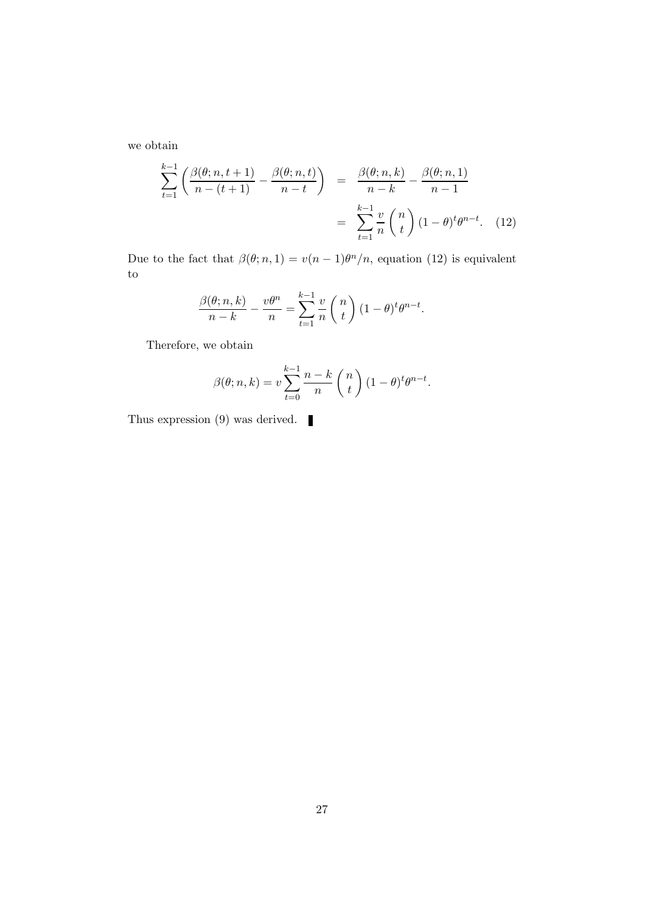we obtain

$$\sum_{t=1}^{k-1} \left( \frac{\beta(\theta; n, t+1)}{n-(t+1)} - \frac{\beta(\theta; n, t)}{n-t} \right) = \frac{\beta(\theta; n, k)}{n-k} - \frac{\beta(\theta; n, 1)}{n-1}$$

$$= \sum_{t=1}^{k-1} \frac{v}{n} \binom{n}{t} (1-\theta)^t \theta^{n-t}. \quad (12)$$

Due to the fact that $\beta(\theta; n, 1) = v(n-1)\theta^n/n$, equation (12) is equivalent to

$$\frac{\beta(\theta; n, k)}{n-k} - \frac{v\theta^n}{n} = \sum_{t=1}^{k-1} \frac{v}{n} \binom{n}{t} (1-\theta)^t \theta^{n-t}.$$

Therefore, we obtain

$$\beta(\theta; n, k) = v \sum_{t=0}^{k-1} \frac{n-k}{n} \binom{n}{t} (1-\theta)^t \theta^{n-t}.$$

Thus expression (9) was derived. ∎